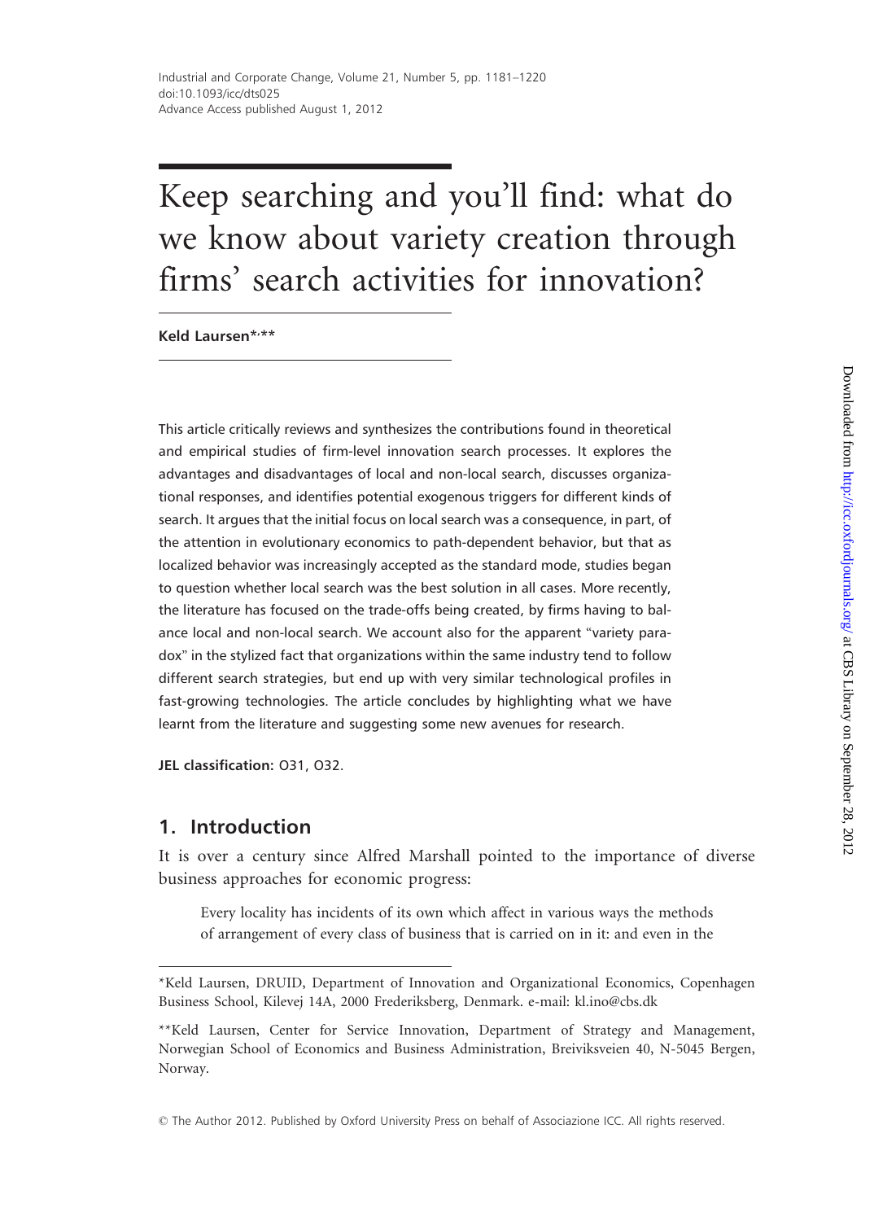# Keep searching and you'll find: what do we know about variety creation through firms' search activities for innovation?

**Keld Laursen**[*,**]

This article critically reviews and synthesizes the contributions found in theoretical and empirical studies of firm-level innovation search processes. It explores the advantages and disadvantages of local and non-local search, discusses organizational responses, and identifies potential exogenous triggers for different kinds of search. It argues that the initial focus on local search was a consequence, in part, of the attention in evolutionary economics to path-dependent behavior, but that as localized behavior was increasingly accepted as the standard mode, studies began to question whether local search was the best solution in all cases. More recently, the literature has focused on the trade-offs being created, by firms having to balance local and non-local search. We account also for the apparent "variety paradox" in the stylized fact that organizations within the same industry tend to follow different search strategies, but end up with very similar technological profiles in fast-growing technologies. The article concludes by highlighting what we have learnt from the literature and suggesting some new avenues for research.

**JEL classification:** O31, O32.

## 1. Introduction

It is over a century since Alfred Marshall pointed to the importance of diverse business approaches for economic progress:

> Every locality has incidents of its own which affect in various ways the methods of arrangement of every class of business that is carried on in it: and even in the

---

[*] Keld Laursen, DRUID, Department of Innovation and Organizational Economics, Copenhagen Business School, Kilevej 14A, 2000 Frederiksberg, Denmark. e-mail: kl.ino@cbs.dk

[**] Keld Laursen, Center for Service Innovation, Department of Strategy and Management, Norwegian School of Economics and Business Administration, Breiviksveien 40, N-5045 Bergen, Norway.

© The Author 2012. Published by Oxford University Press on behalf of Associazione ICC. All rights reserved.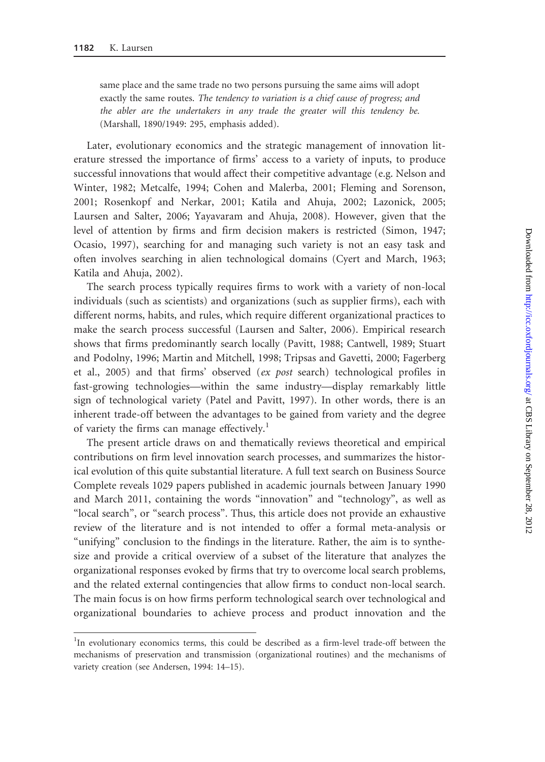same place and the same trade no two persons pursuing the same aims will adopt exactly the same routes. *The tendency to variation is a chief cause of progress; and the abler are the undertakers in any trade the greater will this tendency be.* (Marshall, 1890/1949: 295, emphasis added).

Later, evolutionary economics and the strategic management of innovation literature stressed the importance of firms' access to a variety of inputs, to produce successful innovations that would affect their competitive advantage (e.g. Nelson and Winter, 1982; Metcalfe, 1994; Cohen and Malerba, 2001; Fleming and Sorenson, 2001; Rosenkopf and Nerkar, 2001; Katila and Ahuja, 2002; Lazonick, 2005; Laursen and Salter, 2006; Yayavaram and Ahuja, 2008). However, given that the level of attention by firms and firm decision makers is restricted (Simon, 1947; Ocasio, 1997), searching for and managing such variety is not an easy task and often involves searching in alien technological domains (Cyert and March, 1963; Katila and Ahuja, 2002).

The search process typically requires firms to work with a variety of non-local individuals (such as scientists) and organizations (such as supplier firms), each with different norms, habits, and rules, which require different organizational practices to make the search process successful (Laursen and Salter, 2006). Empirical research shows that firms predominantly search locally (Pavitt, 1988; Cantwell, 1989; Stuart and Podolny, 1996; Martin and Mitchell, 1998; Tripsas and Gavetti, 2000; Fagerberg et al., 2005) and that firms' observed (*ex post* search) technological profiles in fast-growing technologies—within the same industry—display remarkably little sign of technological variety (Patel and Pavitt, 1997). In other words, there is an inherent trade-off between the advantages to be gained from variety and the degree of variety the firms can manage effectively.[1]

The present article draws on and thematically reviews theoretical and empirical contributions on firm level innovation search processes, and summarizes the historical evolution of this quite substantial literature. A full text search on Business Source Complete reveals 1029 papers published in academic journals between January 1990 and March 2011, containing the words "innovation" and "technology", as well as "local search", or "search process". Thus, this article does not provide an exhaustive review of the literature and is not intended to offer a formal meta-analysis or "unifying" conclusion to the findings in the literature. Rather, the aim is to synthesize and provide a critical overview of a subset of the literature that analyzes the organizational responses evoked by firms that try to overcome local search problems, and the related external contingencies that allow firms to conduct non-local search. The main focus is on how firms perform technological search over technological and organizational boundaries to achieve process and product innovation and the

[1] In evolutionary economics terms, this could be described as a firm-level trade-off between the mechanisms of preservation and transmission (organizational routines) and the mechanisms of variety creation (see Andersen, 1994: 14–15).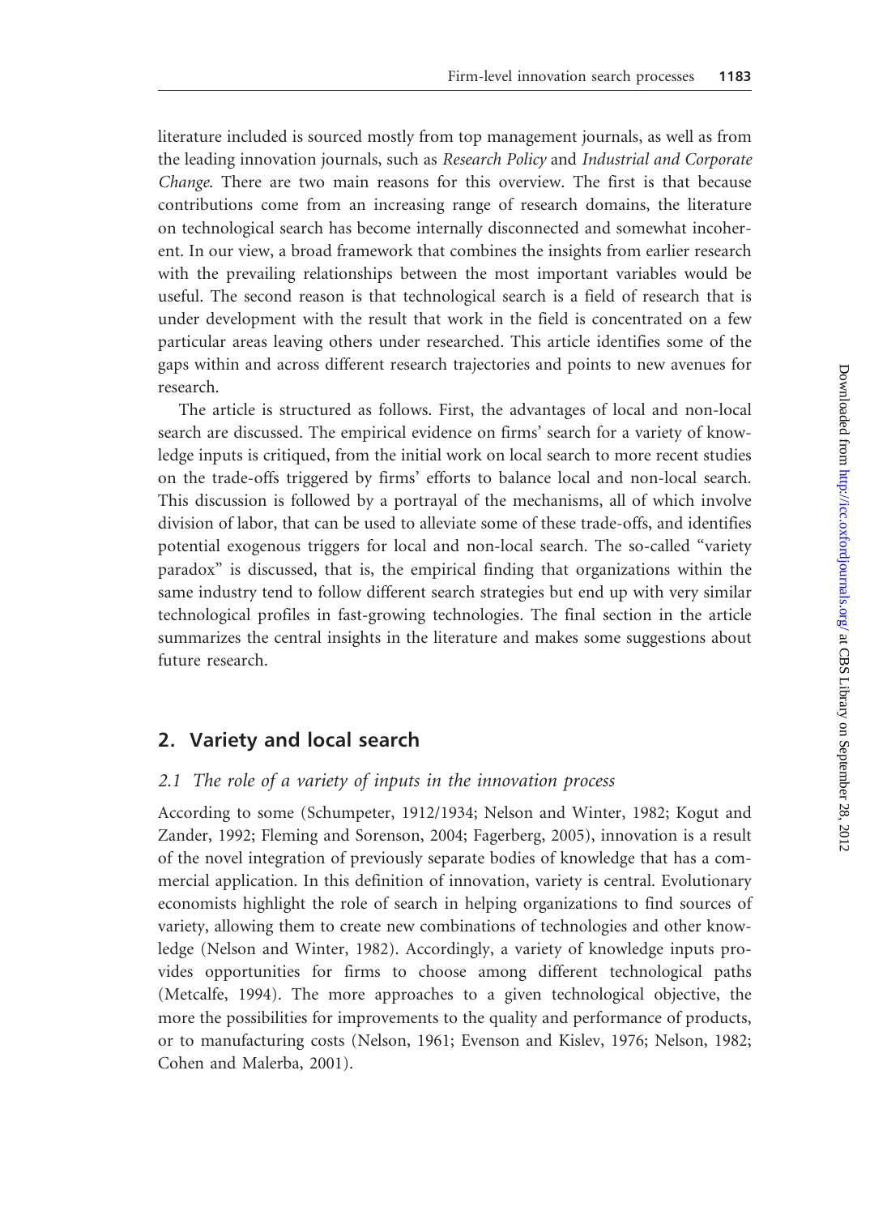literature included is sourced mostly from top management journals, as well as from the leading innovation journals, such as *Research Policy* and *Industrial and Corporate Change*. There are two main reasons for this overview. The first is that because contributions come from an increasing range of research domains, the literature on technological search has become internally disconnected and somewhat incoherent. In our view, a broad framework that combines the insights from earlier research with the prevailing relationships between the most important variables would be useful. The second reason is that technological search is a field of research that is under development with the result that work in the field is concentrated on a few particular areas leaving others under researched. This article identifies some of the gaps within and across different research trajectories and points to new avenues for research.

The article is structured as follows. First, the advantages of local and non-local search are discussed. The empirical evidence on firms' search for a variety of knowledge inputs is critiqued, from the initial work on local search to more recent studies on the trade-offs triggered by firms' efforts to balance local and non-local search. This discussion is followed by a portrayal of the mechanisms, all of which involve division of labor, that can be used to alleviate some of these trade-offs, and identifies potential exogenous triggers for local and non-local search. The so-called "variety paradox" is discussed, that is, the empirical finding that organizations within the same industry tend to follow different search strategies but end up with very similar technological profiles in fast-growing technologies. The final section in the article summarizes the central insights in the literature and makes some suggestions about future research.

## 2. Variety and local search

### 2.1 The role of a variety of inputs in the innovation process

According to some (Schumpeter, 1912/1934; Nelson and Winter, 1982; Kogut and Zander, 1992; Fleming and Sorenson, 2004; Fagerberg, 2005), innovation is a result of the novel integration of previously separate bodies of knowledge that has a commercial application. In this definition of innovation, variety is central. Evolutionary economists highlight the role of search in helping organizations to find sources of variety, allowing them to create new combinations of technologies and other knowledge (Nelson and Winter, 1982). Accordingly, a variety of knowledge inputs provides opportunities for firms to choose among different technological paths (Metcalfe, 1994). The more approaches to a given technological objective, the more the possibilities for improvements to the quality and performance of products, or to manufacturing costs (Nelson, 1961; Evenson and Kislev, 1976; Nelson, 1982; Cohen and Malerba, 2001).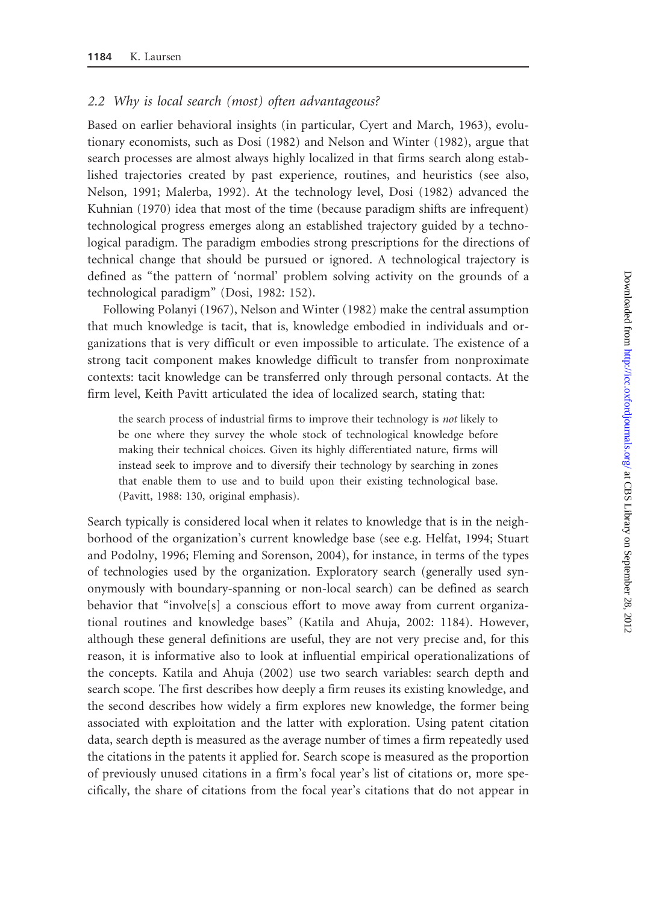### 2.2 Why is local search (most) often advantageous?

Based on earlier behavioral insights (in particular, Cyert and March, 1963), evolutionary economists, such as Dosi (1982) and Nelson and Winter (1982), argue that search processes are almost always highly localized in that firms search along established trajectories created by past experience, routines, and heuristics (see also, Nelson, 1991; Malerba, 1992). At the technology level, Dosi (1982) advanced the Kuhnian (1970) idea that most of the time (because paradigm shifts are infrequent) technological progress emerges along an established trajectory guided by a technological paradigm. The paradigm embodies strong prescriptions for the directions of technical change that should be pursued or ignored. A technological trajectory is defined as "the pattern of 'normal' problem solving activity on the grounds of a technological paradigm" (Dosi, 1982: 152).

Following Polanyi (1967), Nelson and Winter (1982) make the central assumption that much knowledge is tacit, that is, knowledge embodied in individuals and organizations that is very difficult or even impossible to articulate. The existence of a strong tacit component makes knowledge difficult to transfer from nonproximate contexts: tacit knowledge can be transferred only through personal contacts. At the firm level, Keith Pavitt articulated the idea of localized search, stating that:

> the search process of industrial firms to improve their technology is *not* likely to be one where they survey the whole stock of technological knowledge before making their technical choices. Given its highly differentiated nature, firms will instead seek to improve and to diversify their technology by searching in zones that enable them to use and to build upon their existing technological base. (Pavitt, 1988: 130, original emphasis).

Search typically is considered local when it relates to knowledge that is in the neighborhood of the organization's current knowledge base (see e.g. Helfat, 1994; Stuart and Podolny, 1996; Fleming and Sorenson, 2004), for instance, in terms of the types of technologies used by the organization. Exploratory search (generally used synonymously with boundary-spanning or non-local search) can be defined as search behavior that "involve[s] a conscious effort to move away from current organizational routines and knowledge bases" (Katila and Ahuja, 2002: 1184). However, although these general definitions are useful, they are not very precise and, for this reason, it is informative also to look at influential empirical operationalizations of the concepts. Katila and Ahuja (2002) use two search variables: search depth and search scope. The first describes how deeply a firm reuses its existing knowledge, and the second describes how widely a firm explores new knowledge, the former being associated with exploitation and the latter with exploration. Using patent citation data, search depth is measured as the average number of times a firm repeatedly used the citations in the patents it applied for. Search scope is measured as the proportion of previously unused citations in a firm's focal year's list of citations or, more specifically, the share of citations from the focal year's citations that do not appear in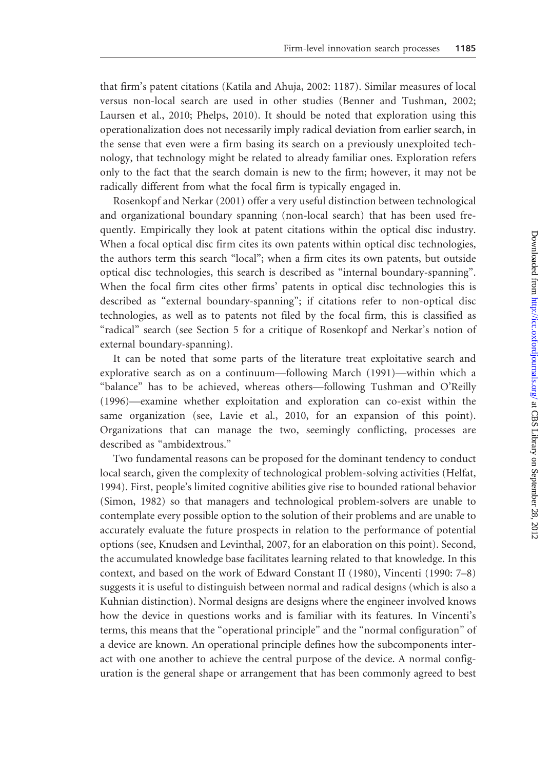that firm's patent citations (Katila and Ahuja, 2002: 1187). Similar measures of local versus non-local search are used in other studies (Benner and Tushman, 2002; Laursen et al., 2010; Phelps, 2010). It should be noted that exploration using this operationalization does not necessarily imply radical deviation from earlier search, in the sense that even were a firm basing its search on a previously unexploited technology, that technology might be related to already familiar ones. Exploration refers only to the fact that the search domain is new to the firm; however, it may not be radically different from what the focal firm is typically engaged in.

Rosenkopf and Nerkar (2001) offer a very useful distinction between technological and organizational boundary spanning (non-local search) that has been used frequently. Empirically they look at patent citations within the optical disc industry. When a focal optical disc firm cites its own patents within optical disc technologies, the authors term this search "local"; when a firm cites its own patents, but outside optical disc technologies, this search is described as "internal boundary-spanning". When the focal firm cites other firms' patents in optical disc technologies this is described as "external boundary-spanning"; if citations refer to non-optical disc technologies, as well as to patents not filed by the focal firm, this is classified as "radical" search (see Section 5 for a critique of Rosenkopf and Nerkar's notion of external boundary-spanning).

It can be noted that some parts of the literature treat exploitative search and explorative search as on a continuum—following March (1991)—within which a "balance" has to be achieved, whereas others—following Tushman and O'Reilly (1996)—examine whether exploitation and exploration can co-exist within the same organization (see, Lavie et al., 2010, for an expansion of this point). Organizations that can manage the two, seemingly conflicting, processes are described as "ambidextrous."

Two fundamental reasons can be proposed for the dominant tendency to conduct local search, given the complexity of technological problem-solving activities (Helfat, 1994). First, people's limited cognitive abilities give rise to bounded rational behavior (Simon, 1982) so that managers and technological problem-solvers are unable to contemplate every possible option to the solution of their problems and are unable to accurately evaluate the future prospects in relation to the performance of potential options (see, Knudsen and Levinthal, 2007, for an elaboration on this point). Second, the accumulated knowledge base facilitates learning related to that knowledge. In this context, and based on the work of Edward Constant II (1980), Vincenti (1990: 7–8) suggests it is useful to distinguish between normal and radical designs (which is also a Kuhnian distinction). Normal designs are designs where the engineer involved knows how the device in questions works and is familiar with its features. In Vincenti's terms, this means that the "operational principle" and the "normal configuration" of a device are known. An operational principle defines how the subcomponents interact with one another to achieve the central purpose of the device. A normal configuration is the general shape or arrangement that has been commonly agreed to best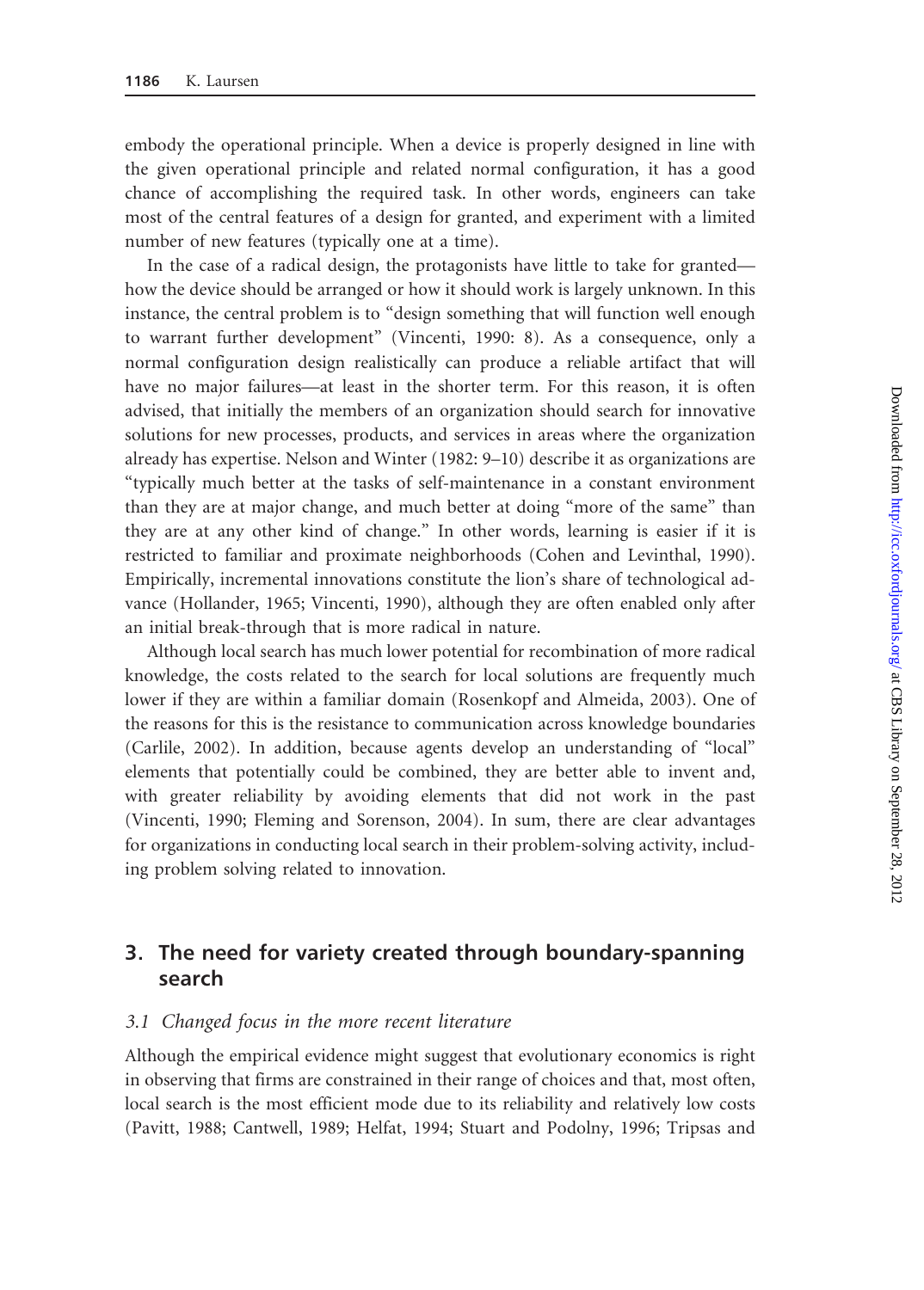embody the operational principle. When a device is properly designed in line with the given operational principle and related normal configuration, it has a good chance of accomplishing the required task. In other words, engineers can take most of the central features of a design for granted, and experiment with a limited number of new features (typically one at a time).

In the case of a radical design, the protagonists have little to take for granted—how the device should be arranged or how it should work is largely unknown. In this instance, the central problem is to "design something that will function well enough to warrant further development" (Vincenti, 1990: 8). As a consequence, only a normal configuration design realistically can produce a reliable artifact that will have no major failures—at least in the shorter term. For this reason, it is often advised, that initially the members of an organization should search for innovative solutions for new processes, products, and services in areas where the organization already has expertise. Nelson and Winter (1982: 9–10) describe it as organizations are "typically much better at the tasks of self-maintenance in a constant environment than they are at major change, and much better at doing "more of the same" than they are at any other kind of change." In other words, learning is easier if it is restricted to familiar and proximate neighborhoods (Cohen and Levinthal, 1990). Empirically, incremental innovations constitute the lion's share of technological advance (Hollander, 1965; Vincenti, 1990), although they are often enabled only after an initial break-through that is more radical in nature.

Although local search has much lower potential for recombination of more radical knowledge, the costs related to the search for local solutions are frequently much lower if they are within a familiar domain (Rosenkopf and Almeida, 2003). One of the reasons for this is the resistance to communication across knowledge boundaries (Carlile, 2002). In addition, because agents develop an understanding of "local" elements that potentially could be combined, they are better able to invent and, with greater reliability by avoiding elements that did not work in the past (Vincenti, 1990; Fleming and Sorenson, 2004). In sum, there are clear advantages for organizations in conducting local search in their problem-solving activity, including problem solving related to innovation.

## 3. The need for variety created through boundary-spanning search

### 3.1 Changed focus in the more recent literature

Although the empirical evidence might suggest that evolutionary economics is right in observing that firms are constrained in their range of choices and that, most often, local search is the most efficient mode due to its reliability and relatively low costs (Pavitt, 1988; Cantwell, 1989; Helfat, 1994; Stuart and Podolny, 1996; Tripsas and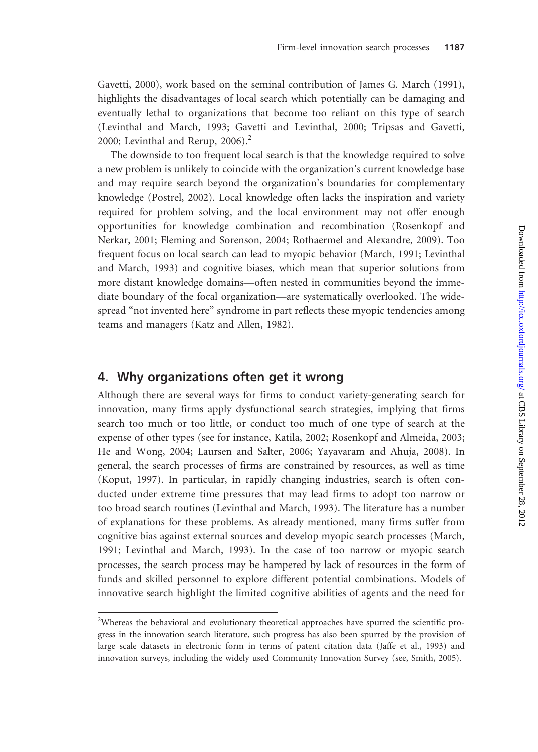Gavetti, 2000), work based on the seminal contribution of James G. March (1991), highlights the disadvantages of local search which potentially can be damaging and eventually lethal to organizations that become too reliant on this type of search (Levinthal and March, 1993; Gavetti and Levinthal, 2000; Tripsas and Gavetti, 2000; Levinthal and Rerup, 2006).[2]

The downside to too frequent local search is that the knowledge required to solve a new problem is unlikely to coincide with the organization's current knowledge base and may require search beyond the organization's boundaries for complementary knowledge (Postrel, 2002). Local knowledge often lacks the inspiration and variety required for problem solving, and the local environment may not offer enough opportunities for knowledge combination and recombination (Rosenkopf and Nerkar, 2001; Fleming and Sorenson, 2004; Rothaermel and Alexandre, 2009). Too frequent focus on local search can lead to myopic behavior (March, 1991; Levinthal and March, 1993) and cognitive biases, which mean that superior solutions from more distant knowledge domains—often nested in communities beyond the immediate boundary of the focal organization—are systematically overlooked. The widespread "not invented here" syndrome in part reflects these myopic tendencies among teams and managers (Katz and Allen, 1982).

## 4. Why organizations often get it wrong

Although there are several ways for firms to conduct variety-generating search for innovation, many firms apply dysfunctional search strategies, implying that firms search too much or too little, or conduct too much of one type of search at the expense of other types (see for instance, Katila, 2002; Rosenkopf and Almeida, 2003; He and Wong, 2004; Laursen and Salter, 2006; Yayavaram and Ahuja, 2008). In general, the search processes of firms are constrained by resources, as well as time (Koput, 1997). In particular, in rapidly changing industries, search is often conducted under extreme time pressures that may lead firms to adopt too narrow or too broad search routines (Levinthal and March, 1993). The literature has a number of explanations for these problems. As already mentioned, many firms suffer from cognitive bias against external sources and develop myopic search processes (March, 1991; Levinthal and March, 1993). In the case of too narrow or myopic search processes, the search process may be hampered by lack of resources in the form of funds and skilled personnel to explore different potential combinations. Models of innovative search highlight the limited cognitive abilities of agents and the need for

[2] Whereas the behavioral and evolutionary theoretical approaches have spurred the scientific progress in the innovation search literature, such progress has also been spurred by the provision of large scale datasets in electronic form in terms of patent citation data (Jaffe et al., 1993) and innovation surveys, including the widely used Community Innovation Survey (see, Smith, 2005).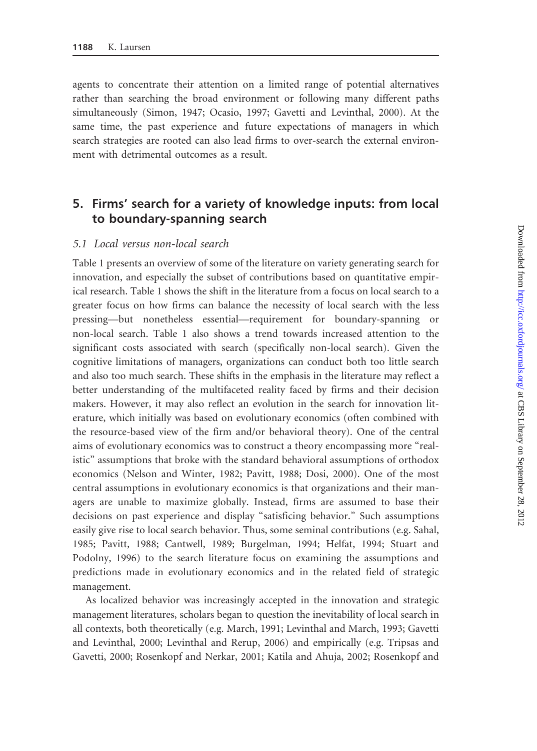agents to concentrate their attention on a limited range of potential alternatives rather than searching the broad environment or following many different paths simultaneously (Simon, 1947; Ocasio, 1997; Gavetti and Levinthal, 2000). At the same time, the past experience and future expectations of managers in which search strategies are rooted can also lead firms to over-search the external environment with detrimental outcomes as a result.

## 5. Firms' search for a variety of knowledge inputs: from local to boundary-spanning search

### *5.1 Local versus non-local search*

Table 1 presents an overview of some of the literature on variety generating search for innovation, and especially the subset of contributions based on quantitative empirical research. Table 1 shows the shift in the literature from a focus on local search to a greater focus on how firms can balance the necessity of local search with the less pressing—but nonetheless essential—requirement for boundary-spanning or non-local search. Table 1 also shows a trend towards increased attention to the significant costs associated with search (specifically non-local search). Given the cognitive limitations of managers, organizations can conduct both too little search and also too much search. These shifts in the emphasis in the literature may reflect a better understanding of the multifaceted reality faced by firms and their decision makers. However, it may also reflect an evolution in the search for innovation literature, which initially was based on evolutionary economics (often combined with the resource-based view of the firm and/or behavioral theory). One of the central aims of evolutionary economics was to construct a theory encompassing more "realistic" assumptions that broke with the standard behavioral assumptions of orthodox economics (Nelson and Winter, 1982; Pavitt, 1988; Dosi, 2000). One of the most central assumptions in evolutionary economics is that organizations and their managers are unable to maximize globally. Instead, firms are assumed to base their decisions on past experience and display "satisficing behavior." Such assumptions easily give rise to local search behavior. Thus, some seminal contributions (e.g. Sahal, 1985; Pavitt, 1988; Cantwell, 1989; Burgelman, 1994; Helfat, 1994; Stuart and Podolny, 1996) to the search literature focus on examining the assumptions and predictions made in evolutionary economics and in the related field of strategic management.

As localized behavior was increasingly accepted in the innovation and strategic management literatures, scholars began to question the inevitability of local search in all contexts, both theoretically (e.g. March, 1991; Levinthal and March, 1993; Gavetti and Levinthal, 2000; Levinthal and Rerup, 2006) and empirically (e.g. Tripsas and Gavetti, 2000; Rosenkopf and Nerkar, 2001; Katila and Ahuja, 2002; Rosenkopf and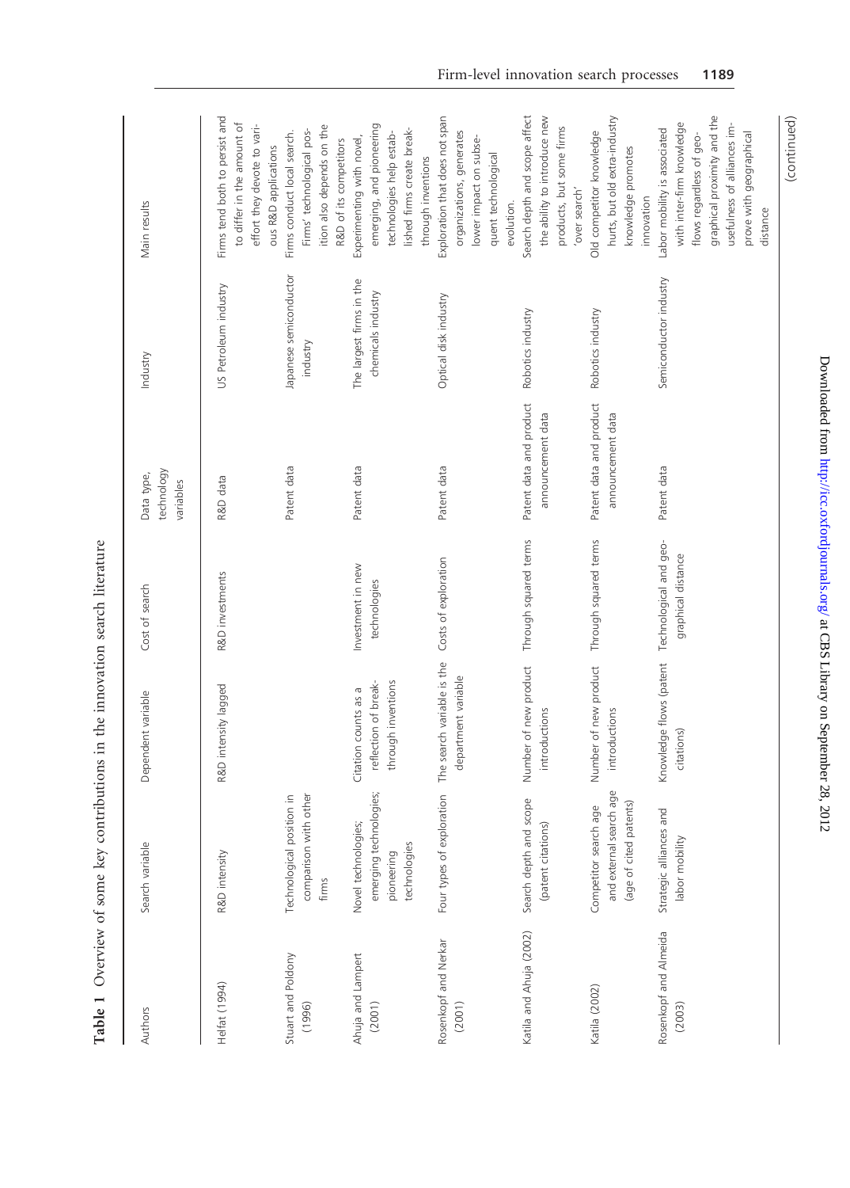**Table 1** Overview of some key contributions in the innovation search literature

| Authors | Search variable | Dependent variable | Cost of search | Data type, technology variables | Industry | Main results |
|---|---|---|---|---|---|---|
| Helfat (1994) | R&D intensity | R&D intensity lagged | R&D investments | R&D data | US Petroleum industry | Firms tend both to persist and to differ in the amount of effort they devote to various R&D applications |
| Stuart and Poldony (1996) | Technological position in comparison with other firms | | | Patent data | Japanese semiconductor industry | Firms conduct local search. Firms' technological position also depends on the R&D of its competitors |
| Ahuja and Lampert (2001) | Novel technologies; emerging technologies; pioneering technologies | Citation counts as a reflection of breakthrough inventions | Investment in new technologies | Patent data | The largest firms in the chemicals industry | Experimenting with novel, emerging, and pioneering technologies help established firms create breakthrough inventions |
| Rosenkopf and Nerkar (2001) | Four types of exploration | The search variable is the department variable | Costs of exploration | Patent data | Optical disk industry | Exploration that does not span organizations, generates lower impact on subsequent technological evolution. |
| Katila and Ahuja (2002) | Search depth and scope (patent citations) | Number of new product introductions | Through squared terms | Patent data and product announcement data | Robotics industry | Search depth and scope affect the ability to introduce new products, but some firms 'over search' |
| Katila (2002) | Competitor search age and external search age (age of cited patents) | Number of new product introductions | Through squared terms | Patent data and product announcement data | Robotics industry | Old competitor knowledge hurts, but old extra-industry knowledge promotes innovation |
| Rosenkopf and Almeida (2003) | Strategic alliances and labor mobility | Knowledge flows (patent citations) | Technological and geographical distance | Patent data | Semiconductor industry | Labor mobility is associated with inter-firm knowledge flows regardless of geographical proximity and the usefulness of alliances improve with geographical distance |

(continued)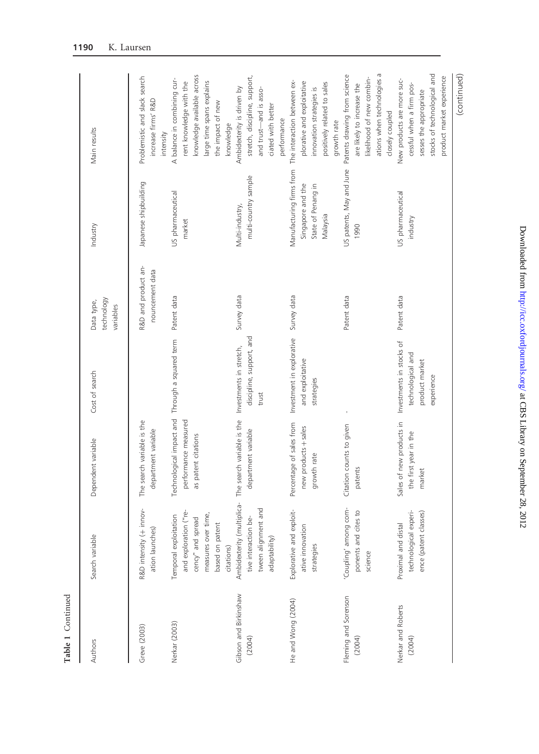**Table 1** Continued

| Authors | Search variable | Dependent variable | Cost of search | Data type, technology variables | Industry | Main results |
|---|---|---|---|---|---|---|
| Greve (2003) | R&D intensity (+ innovation launches) | The search variable is the department variable | | R&D and product announcement data | Japanese shipbuilding | Problemistic and slack search increase firms' R&D intensity |
| Nerkar (2003) | Temporal exploitation and exploration ("recency" and spread measures over time, based on patent citations) | Technological impact and performance measured as patent citations | Through a squared term | Patent data | US pharmaceutical market | A balance in combining current knowledge with the knowledge available across large time spans explains the impact of new knowledge |
| Gibson and Birkinshaw (2004) | Ambidexterity (multiplicative interaction between alignment and adaptability) | The search variable is the department variable | Investments in stretch, discipline, support, and trust | Survey data | Multi-industry, multi-country sample | Ambidexterity is driven by stretch, discipline, support, and trust—and is associated with better performance |
| He and Wong (2004) | Explorative and exploitative innovation strategies | Percentage of sales from new products + sales growth rate | Investment in explorative and exploitative strategies | Survey data | Manufacturing firms from Singapore and the State of Penang in Malaysia | The interaction between explorative and exploitative innovation strategies is positively related to sales growth rate |
| Fleming and Sorenson (2004) | 'Coupling' among components and cites to science | Citation counts to given patents | - | Patent data | US patents, May and June 1990 | Patents drawing from science are likely to increase the likelihood of new combinations when technologies a closely coupled |
| Nerkar and Roberts (2004) | Proximal and distal technological experience (patent classes) | Sales of new products in the first year in the market | Investments in stocks of technological and product market experience | Patent data | US pharmaceutical industry | New products are more successful when a firm possesses the appropriate stocks of technological and product market experience |

(continued)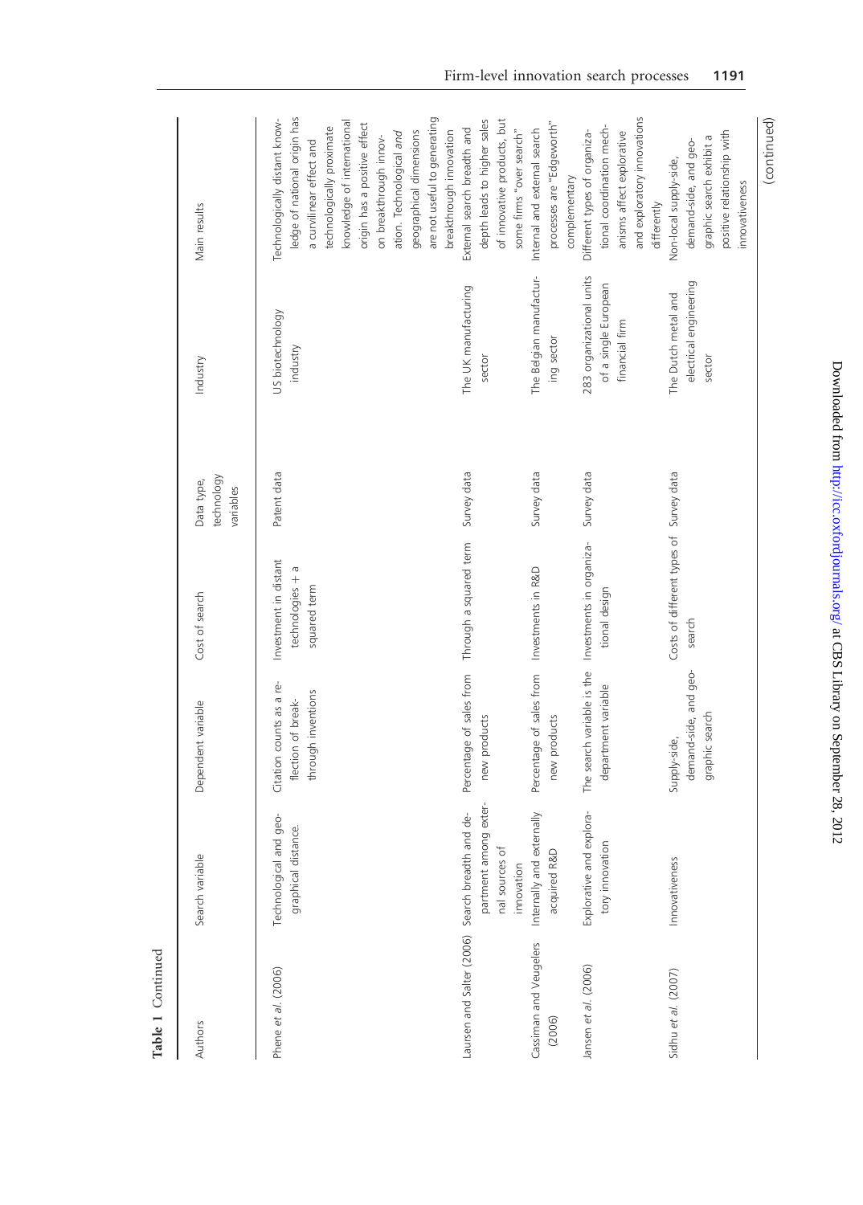**Table 1** Continued

| Authors | Search variable | Dependent variable | Cost of search | Data type, technology variables | Industry | Main results |
|---|---|---|---|---|---|---|
| Phene *et al.* (2006) | Technological and geographical distance. | Citation counts as a reflection of breakthrough inventions | Investment in distant technologies + a squared term | Patent data | US biotechnology industry | Technologically distant knowledge of national origin has a curvilinear effect and technologically proximate knowledge of international origin has a positive effect on breakthrough innovation. Technological *and* geographical dimensions are not useful to generating breakthrough innovation |
| Laursen and Salter (2006) | Search breadth and department among external sources of innovation | Percentage of sales from new products | Through a squared term | Survey data | The UK manufacturing sector | External search breadth and depth leads to higher sales of innovative products, but some firms "over search" |
| Cassiman and Veugelers (2006) | Internally and externally acquired R&D | Percentage of sales from new products | Investments in R&D | Survey data | The Belgian manufacturing sector | Internal and external search processes are "Edgeworth" complementary |
| Jansen *et al.* (2006) | Explorative and exploratory innovation | The search variable is the department variable | Investments in organizational design | Survey data | 283 organizational units of a single European financial firm | Different types of organizational coordination mechanisms affect explorative and exploratory innovations differently |
| Sidhu *et al.* (2007) | Innovativeness | Supply-side, demand-side, and geographic search | Costs of different types of search | Survey data | The Dutch metal and electrical engineering sector | Non-local supply-side, demand-side, and geographic search exhibit a positive relationship with innovativeness |

(continued)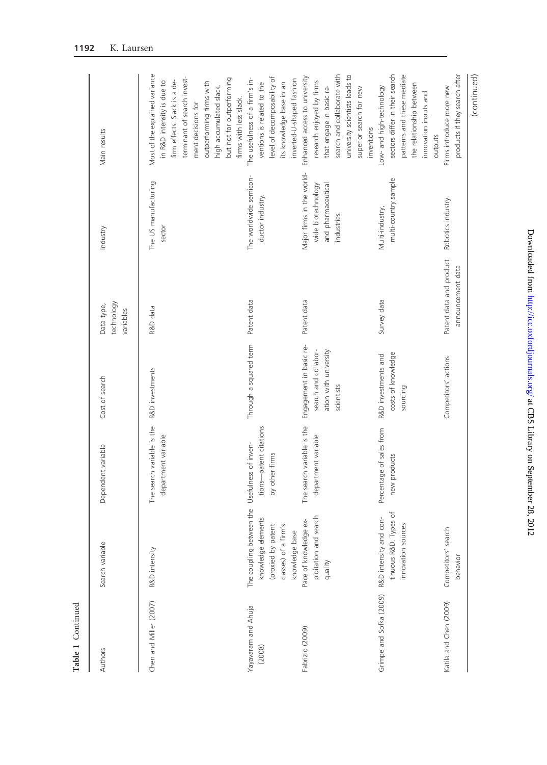**Table 1** Continued

| Authors | Search variable | Dependent variable | Cost of search | Data type, technology variables | Industry | Main results |
|---|---|---|---|---|---|---|
| Chen and Miller (2007) | R&D intensity | The search variable is the department variable | R&D investments | R&D data | The US manufacturing sector | Most of the explained variance in R&D intensity is due to firm effects. Slack is a determinant of search investment decisions for outperforming firms with high accumulated slack, but not for outperforming firms with less slack. |
| Yayavaram and Ahuja (2008) | The coupling between the knowledge elements (proxied by patent classes) of a firm's knowledge base | Usefulness of inventions—patent citations by other firms | Through a squared term | Patent data | The worldwide semiconductor industry. | The usefulness of a firm's inventions is related to the level of decomposability of its knowledge base in an inverted-U-shaped fashion |
| Fabrizio (2009) | Pace of knowledge exploitation and search quality | The search variable is the department variable | Engagement in basic research and collaboration with university scientists | Patent data | Major firms in the worldwide biotechnology and pharmaceutical industries | Enhanced access to university research enjoyed by firms that engage in basic research and collaborate with university scientists leads to superior search for new inventions |
| Grimpe and Sofka (2009) | R&D intensity and continuous R&D. Types of innovation sources | Percentage of sales from new products | R&D investments and costs of knowledge sourcing | Survey data | Multi-industry, multi-country sample | Low- and high-technology sectors differ in their search patterns and these mediate the relationship between innovation inputs and outputs |
| Katila and Chen (2009) | Competitors' search behavior | | Competitors' actions | Patent data and product announcement data | Robotics industry | Firms introduce more new products if they search after |

(continued)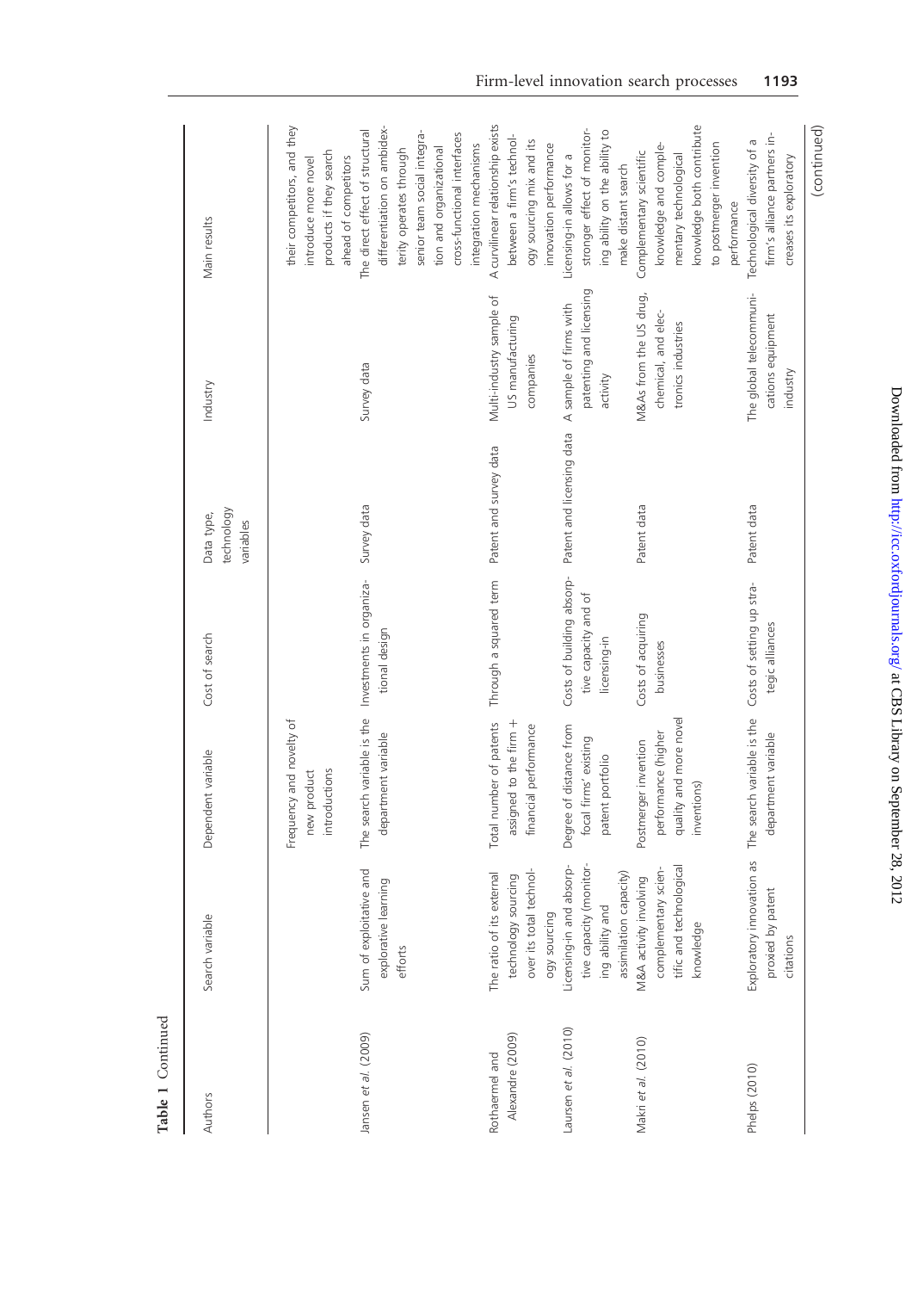**Table 1** Continued

| Authors | Search variable | Dependent variable | Cost of search | Data type, technology variables | Industry | Main results |
|---|---|---|---|---|---|---|
| | | Frequency and novelty of new product introductions | | | | their competitors, and they introduce more novel products if they search ahead of competitors |
| Jansen *et al.* (2009) | Sum of exploitative and explorative learning efforts | The search variable is the department variable | Investments in organizational design | Survey data | Survey data | The direct effect of structural differentiation on ambidexterity operates through senior team social integration and organizational cross-functional interfaces integration mechanisms |
| Rothaermel and Alexandre (2009) | The ratio of its external technology sourcing over its total technology sourcing | Total number of patents assigned to the firm + financial performance | Through a squared term | Patent and survey data | Multi-industry sample of US manufacturing companies | A curvilinear relationship exists between a firm's technology sourcing mix and its innovation performance |
| Laursen *et al.* (2010) | Licensing-in and absorptive capacity (monitoring ability and assimilation capacity) | Degree of distance from focal firms' existing patent portfolio | Costs of building absorptive capacity and of licensing-in | Patent and licensing data | A sample of firms with patenting and licensing activity | Licensing-in allows for a stronger effect of monitoring ability on the ability to make distant search |
| Makri *et al.* (2010) | M&A activity involving complementary scientific and technological knowledge | Postmerger invention performance (higher quality and more novel inventions) | Costs of acquiring businesses | Patent data | M&As from the US drug, chemical, and electronics industries | Complementary scientific knowledge and complementary technological knowledge both contribute to postmerger invention performance |
| Phelps (2010) | Exploratory innovation as proxied by patent citations | The search variable is the department variable | Costs of setting up strategic alliances | Patent data | The global telecommunications equipment industry | Technological diversity of a firm's alliance partners increases its exploratory |

(continued)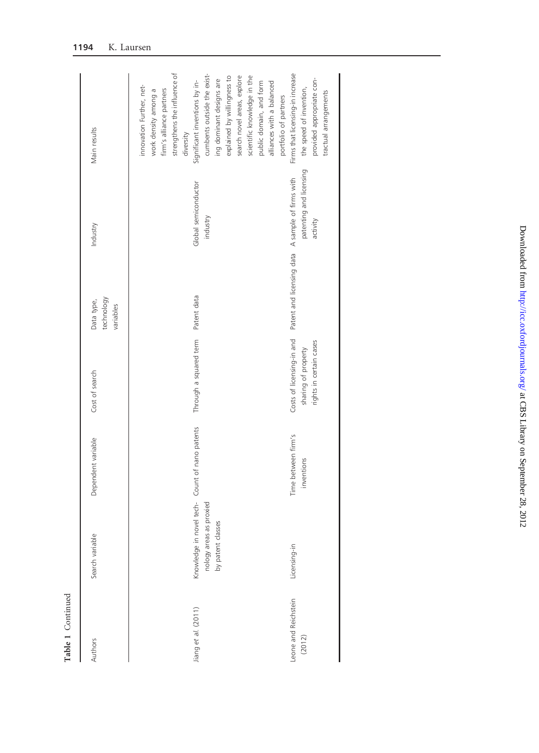**Table 1** Continued

| Authors | Search variable | Dependent variable | Cost of search | Data type, technology variables | Industry | Main results |
|---|---|---|---|---|---|---|
| | | | | | | innovation Further, network density among a firm's alliance partners strengthens the influence of diversity |
| Jiang *et al.* (2011) | Knowledge in novel technology areas as proxied by patent classes | Count of nano patents | Through a squared term | Patent data | Global semiconductor industry | Significant inventions by incumbents outside the existing dominant designs are explained by willingness to search novel areas, explore scientific knowledge in the public domain, and form alliances with a balanced portfolio of partners |
| Leone and Reichstein (2012) | Licensing-in | Time between firm's inventions | Costs of licensing-in and sharing of property rights in certain cases | Patent and licensing data | A sample of firms with patenting and licensing activity | Firms that licensing-in increase the speed of invention, provided appropriate contractual arrangements |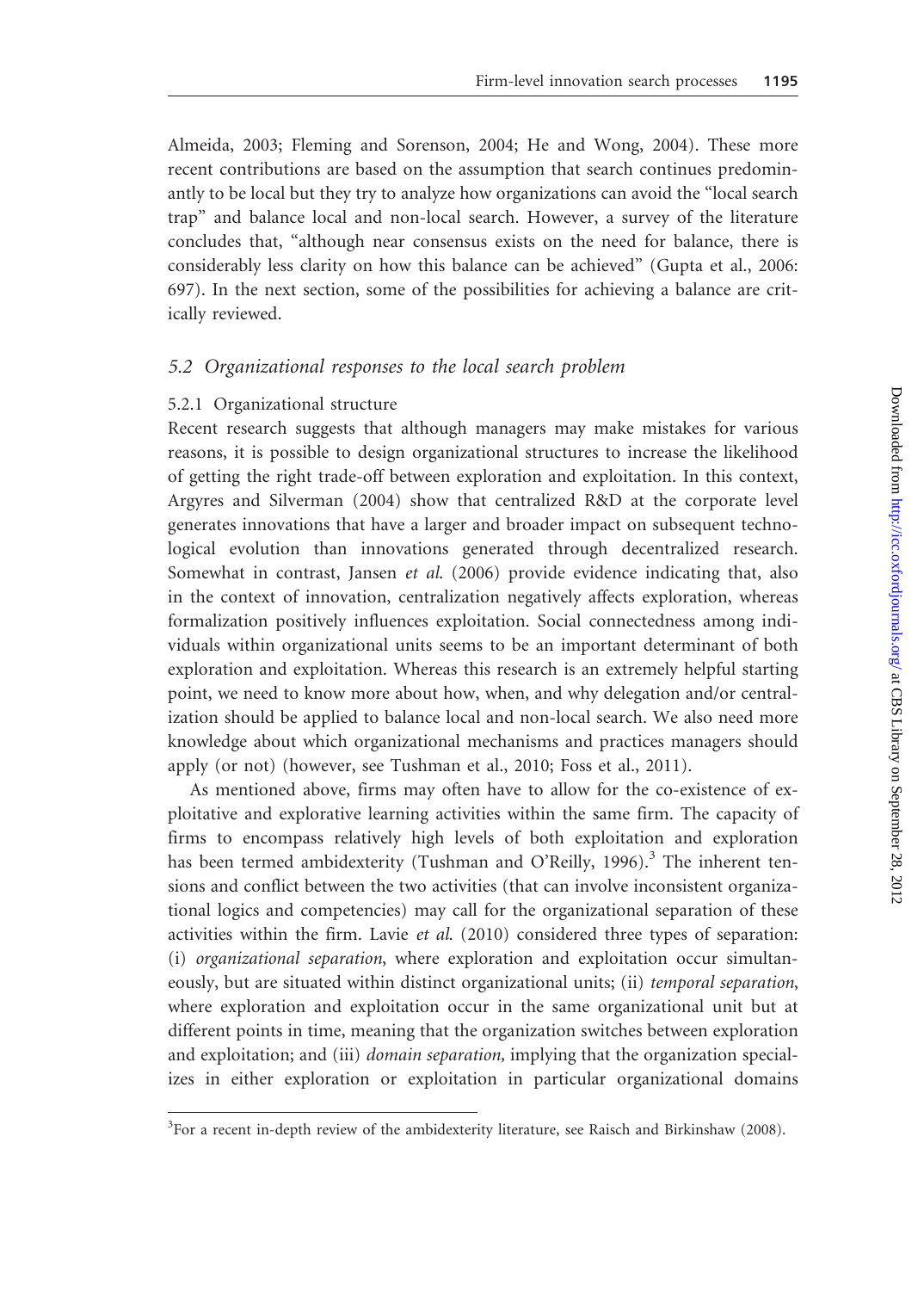Almeida, 2003; Fleming and Sorenson, 2004; He and Wong, 2004). These more recent contributions are based on the assumption that search continues predominantly to be local but they try to analyze how organizations can avoid the "local search trap" and balance local and non-local search. However, a survey of the literature concludes that, "although near consensus exists on the need for balance, there is considerably less clarity on how this balance can be achieved" (Gupta et al., 2006: 697). In the next section, some of the possibilities for achieving a balance are critically reviewed.

## 5.2 *Organizational responses to the local search problem*

### 5.2.1 Organizational structure

Recent research suggests that although managers may make mistakes for various reasons, it is possible to design organizational structures to increase the likelihood of getting the right trade-off between exploration and exploitation. In this context, Argyres and Silverman (2004) show that centralized R&D at the corporate level generates innovations that have a larger and broader impact on subsequent technological evolution than innovations generated through decentralized research. Somewhat in contrast, Jansen *et al.* (2006) provide evidence indicating that, also in the context of innovation, centralization negatively affects exploration, whereas formalization positively influences exploitation. Social connectedness among individuals within organizational units seems to be an important determinant of both exploration and exploitation. Whereas this research is an extremely helpful starting point, we need to know more about how, when, and why delegation and/or centralization should be applied to balance local and non-local search. We also need more knowledge about which organizational mechanisms and practices managers should apply (or not) (however, see Tushman et al., 2010; Foss et al., 2011).

As mentioned above, firms may often have to allow for the co-existence of exploitative and explorative learning activities within the same firm. The capacity of firms to encompass relatively high levels of both exploitation and exploration has been termed ambidexterity (Tushman and O'Reilly, 1996).[3] The inherent tensions and conflict between the two activities (that can involve inconsistent organizational logics and competencies) may call for the organizational separation of these activities within the firm. Lavie *et al.* (2010) considered three types of separation: (i) *organizational separation*, where exploration and exploitation occur simultaneously, but are situated within distinct organizational units; (ii) *temporal separation*, where exploration and exploitation occur in the same organizational unit but at different points in time, meaning that the organization switches between exploration and exploitation; and (iii) *domain separation*, implying that the organization specializes in either exploration or exploitation in particular organizational domains

[3]For a recent in-depth review of the ambidexterity literature, see Raisch and Birkinshaw (2008).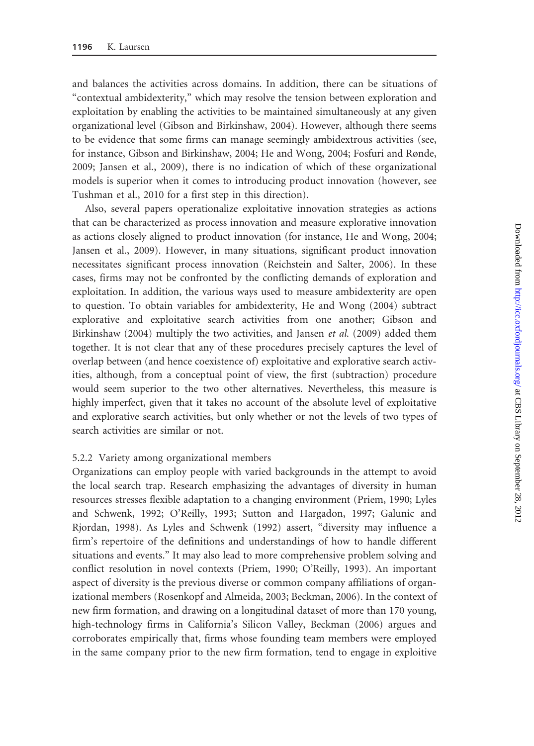and balances the activities across domains. In addition, there can be situations of "contextual ambidexterity," which may resolve the tension between exploration and exploitation by enabling the activities to be maintained simultaneously at any given organizational level (Gibson and Birkinshaw, 2004). However, although there seems to be evidence that some firms can manage seemingly ambidextrous activities (see, for instance, Gibson and Birkinshaw, 2004; He and Wong, 2004; Fosfuri and Rønde, 2009; Jansen et al., 2009), there is no indication of which of these organizational models is superior when it comes to introducing product innovation (however, see Tushman et al., 2010 for a first step in this direction).

Also, several papers operationalize exploitative innovation strategies as actions that can be characterized as process innovation and measure explorative innovation as actions closely aligned to product innovation (for instance, He and Wong, 2004; Jansen et al., 2009). However, in many situations, significant product innovation necessitates significant process innovation (Reichstein and Salter, 2006). In these cases, firms may not be confronted by the conflicting demands of exploration and exploitation. In addition, the various ways used to measure ambidexterity are open to question. To obtain variables for ambidexterity, He and Wong (2004) subtract explorative and exploitative search activities from one another; Gibson and Birkinshaw (2004) multiply the two activities, and Jansen *et al.* (2009) added them together. It is not clear that any of these procedures precisely captures the level of overlap between (and hence coexistence of) exploitative and explorative search activities, although, from a conceptual point of view, the first (subtraction) procedure would seem superior to the two other alternatives. Nevertheless, this measure is highly imperfect, given that it takes no account of the absolute level of exploitative and explorative search activities, but only whether or not the levels of two types of search activities are similar or not.

#### 5.2.2 Variety among organizational members

Organizations can employ people with varied backgrounds in the attempt to avoid the local search trap. Research emphasizing the advantages of diversity in human resources stresses flexible adaptation to a changing environment (Priem, 1990; Lyles and Schwenk, 1992; O'Reilly, 1993; Sutton and Hargadon, 1997; Galunic and Rjordan, 1998). As Lyles and Schwenk (1992) assert, "diversity may influence a firm's repertoire of the definitions and understandings of how to handle different situations and events." It may also lead to more comprehensive problem solving and conflict resolution in novel contexts (Priem, 1990; O'Reilly, 1993). An important aspect of diversity is the previous diverse or common company affiliations of organizational members (Rosenkopf and Almeida, 2003; Beckman, 2006). In the context of new firm formation, and drawing on a longitudinal dataset of more than 170 young, high-technology firms in California's Silicon Valley, Beckman (2006) argues and corroborates empirically that, firms whose founding team members were employed in the same company prior to the new firm formation, tend to engage in exploitive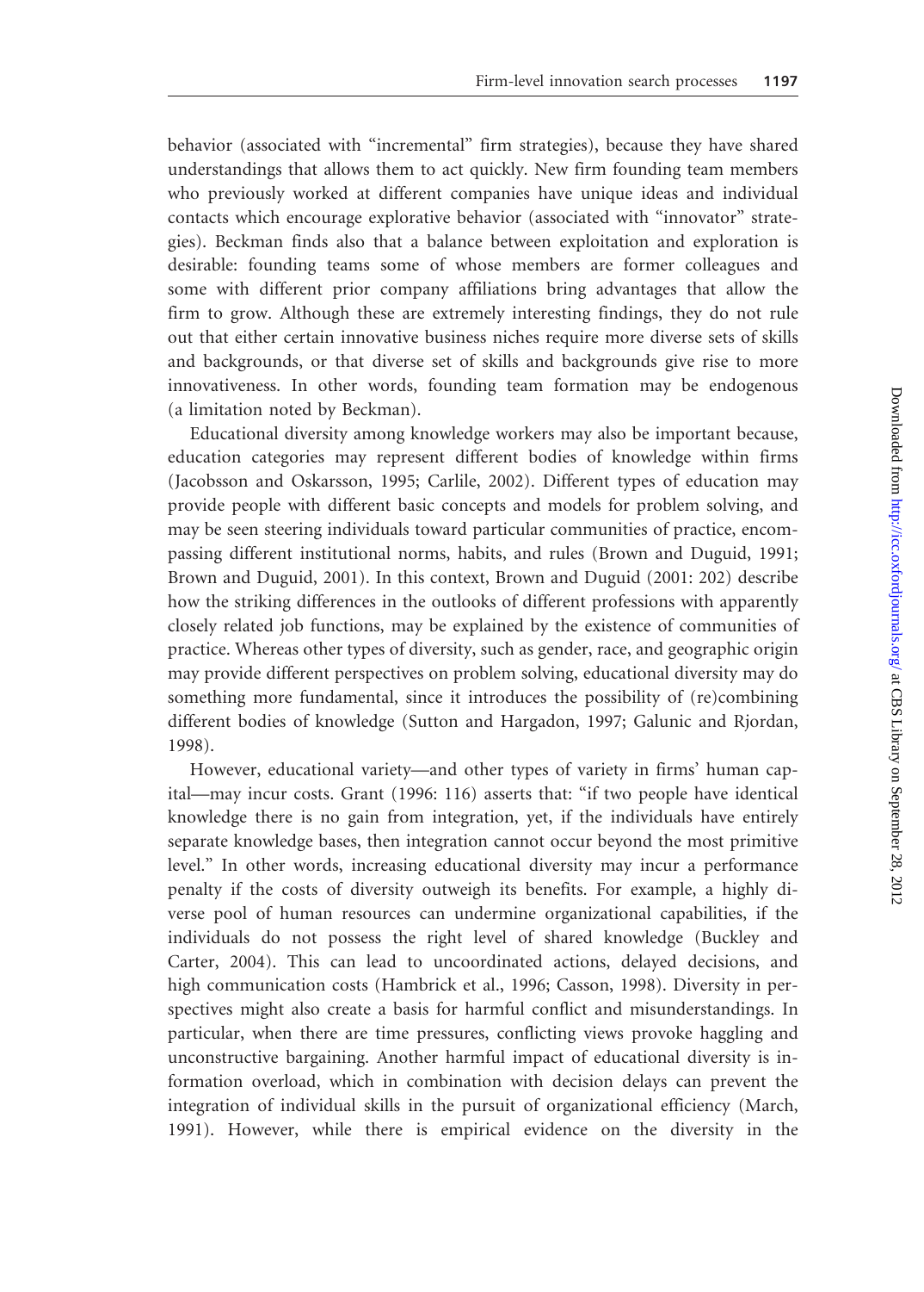behavior (associated with "incremental" firm strategies), because they have shared understandings that allows them to act quickly. New firm founding team members who previously worked at different companies have unique ideas and individual contacts which encourage explorative behavior (associated with "innovator" strategies). Beckman finds also that a balance between exploitation and exploration is desirable: founding teams some of whose members are former colleagues and some with different prior company affiliations bring advantages that allow the firm to grow. Although these are extremely interesting findings, they do not rule out that either certain innovative business niches require more diverse sets of skills and backgrounds, or that diverse set of skills and backgrounds give rise to more innovativeness. In other words, founding team formation may be endogenous (a limitation noted by Beckman).

Educational diversity among knowledge workers may also be important because, education categories may represent different bodies of knowledge within firms (Jacobsson and Oskarsson, 1995; Carlile, 2002). Different types of education may provide people with different basic concepts and models for problem solving, and may be seen steering individuals toward particular communities of practice, encompassing different institutional norms, habits, and rules (Brown and Duguid, 1991; Brown and Duguid, 2001). In this context, Brown and Duguid (2001: 202) describe how the striking differences in the outlooks of different professions with apparently closely related job functions, may be explained by the existence of communities of practice. Whereas other types of diversity, such as gender, race, and geographic origin may provide different perspectives on problem solving, educational diversity may do something more fundamental, since it introduces the possibility of (re)combining different bodies of knowledge (Sutton and Hargadon, 1997; Galunic and Rjordan, 1998).

However, educational variety—and other types of variety in firms' human capital—may incur costs. Grant (1996: 116) asserts that: "if two people have identical knowledge there is no gain from integration, yet, if the individuals have entirely separate knowledge bases, then integration cannot occur beyond the most primitive level." In other words, increasing educational diversity may incur a performance penalty if the costs of diversity outweigh its benefits. For example, a highly diverse pool of human resources can undermine organizational capabilities, if the individuals do not possess the right level of shared knowledge (Buckley and Carter, 2004). This can lead to uncoordinated actions, delayed decisions, and high communication costs (Hambrick et al., 1996; Casson, 1998). Diversity in perspectives might also create a basis for harmful conflict and misunderstandings. In particular, when there are time pressures, conflicting views provoke haggling and unconstructive bargaining. Another harmful impact of educational diversity is information overload, which in combination with decision delays can prevent the integration of individual skills in the pursuit of organizational efficiency (March, 1991). However, while there is empirical evidence on the diversity in the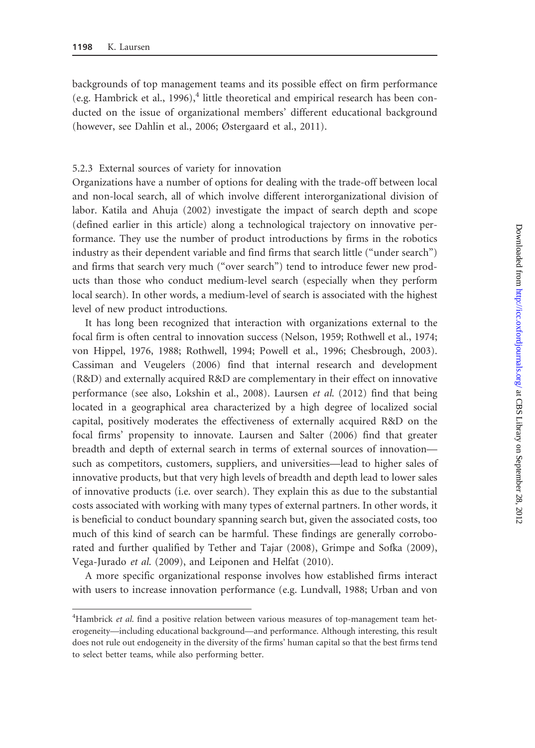backgrounds of top management teams and its possible effect on firm performance (e.g. Hambrick et al., 1996),[4] little theoretical and empirical research has been conducted on the issue of organizational members' different educational background (however, see Dahlin et al., 2006; Østergaard et al., 2011).

### 5.2.3 External sources of variety for innovation

Organizations have a number of options for dealing with the trade-off between local and non-local search, all of which involve different interorganizational division of labor. Katila and Ahuja (2002) investigate the impact of search depth and scope (defined earlier in this article) along a technological trajectory on innovative performance. They use the number of product introductions by firms in the robotics industry as their dependent variable and find firms that search little ("under search") and firms that search very much ("over search") tend to introduce fewer new products than those who conduct medium-level search (especially when they perform local search). In other words, a medium-level of search is associated with the highest level of new product introductions.

It has long been recognized that interaction with organizations external to the focal firm is often central to innovation success (Nelson, 1959; Rothwell et al., 1974; von Hippel, 1976, 1988; Rothwell, 1994; Powell et al., 1996; Chesbrough, 2003). Cassiman and Veugelers (2006) find that internal research and development (R&D) and externally acquired R&D are complementary in their effect on innovative performance (see also, Lokshin et al., 2008). Laursen *et al.* (2012) find that being located in a geographical area characterized by a high degree of localized social capital, positively moderates the effectiveness of externally acquired R&D on the focal firms' propensity to innovate. Laursen and Salter (2006) find that greater breadth and depth of external search in terms of external sources of innovation—such as competitors, customers, suppliers, and universities—lead to higher sales of innovative products, but that very high levels of breadth and depth lead to lower sales of innovative products (i.e. over search). They explain this as due to the substantial costs associated with working with many types of external partners. In other words, it is beneficial to conduct boundary spanning search but, given the associated costs, too much of this kind of search can be harmful. These findings are generally corroborated and further qualified by Tether and Tajar (2008), Grimpe and Sofka (2009), Vega-Jurado *et al.* (2009), and Leiponen and Helfat (2010).

A more specific organizational response involves how established firms interact with users to increase innovation performance (e.g. Lundvall, 1988; Urban and von

[4]Hambrick *et al.* find a positive relation between various measures of top-management team heterogeneity—including educational background—and performance. Although interesting, this result does not rule out endogeneity in the diversity of the firms' human capital so that the best firms tend to select better teams, while also performing better.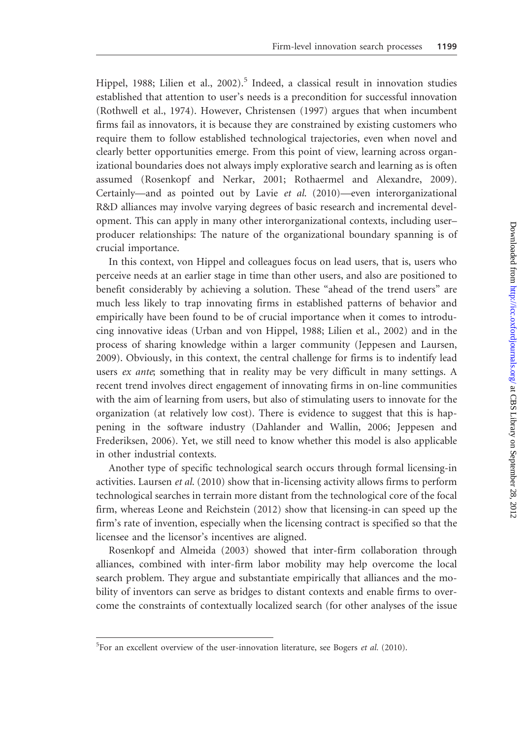Hippel, 1988; Lilien et al., 2002).[5] Indeed, a classical result in innovation studies established that attention to user's needs is a precondition for successful innovation (Rothwell et al., 1974). However, Christensen (1997) argues that when incumbent firms fail as innovators, it is because they are constrained by existing customers who require them to follow established technological trajectories, even when novel and clearly better opportunities emerge. From this point of view, learning across organizational boundaries does not always imply explorative search and learning as is often assumed (Rosenkopf and Nerkar, 2001; Rothaermel and Alexandre, 2009). Certainly—and as pointed out by Lavie *et al.* (2010)—even interorganizational R&D alliances may involve varying degrees of basic research and incremental development. This can apply in many other interorganizational contexts, including user–producer relationships: The nature of the organizational boundary spanning is of crucial importance.

In this context, von Hippel and colleagues focus on lead users, that is, users who perceive needs at an earlier stage in time than other users, and also are positioned to benefit considerably by achieving a solution. These "ahead of the trend users" are much less likely to trap innovating firms in established patterns of behavior and empirically have been found to be of crucial importance when it comes to introducing innovative ideas (Urban and von Hippel, 1988; Lilien et al., 2002) and in the process of sharing knowledge within a larger community (Jeppesen and Laursen, 2009). Obviously, in this context, the central challenge for firms is to indentify lead users *ex ante*; something that in reality may be very difficult in many settings. A recent trend involves direct engagement of innovating firms in on-line communities with the aim of learning from users, but also of stimulating users to innovate for the organization (at relatively low cost). There is evidence to suggest that this is happening in the software industry (Dahlander and Wallin, 2006; Jeppesen and Frederiksen, 2006). Yet, we still need to know whether this model is also applicable in other industrial contexts.

Another type of specific technological search occurs through formal licensing-in activities. Laursen *et al.* (2010) show that in-licensing activity allows firms to perform technological searches in terrain more distant from the technological core of the focal firm, whereas Leone and Reichstein (2012) show that licensing-in can speed up the firm's rate of invention, especially when the licensing contract is specified so that the licensee and the licensor's incentives are aligned.

Rosenkopf and Almeida (2003) showed that inter-firm collaboration through alliances, combined with inter-firm labor mobility may help overcome the local search problem. They argue and substantiate empirically that alliances and the mobility of inventors can serve as bridges to distant contexts and enable firms to overcome the constraints of contextually localized search (for other analyses of the issue

[5]For an excellent overview of the user-innovation literature, see Bogers *et al.* (2010).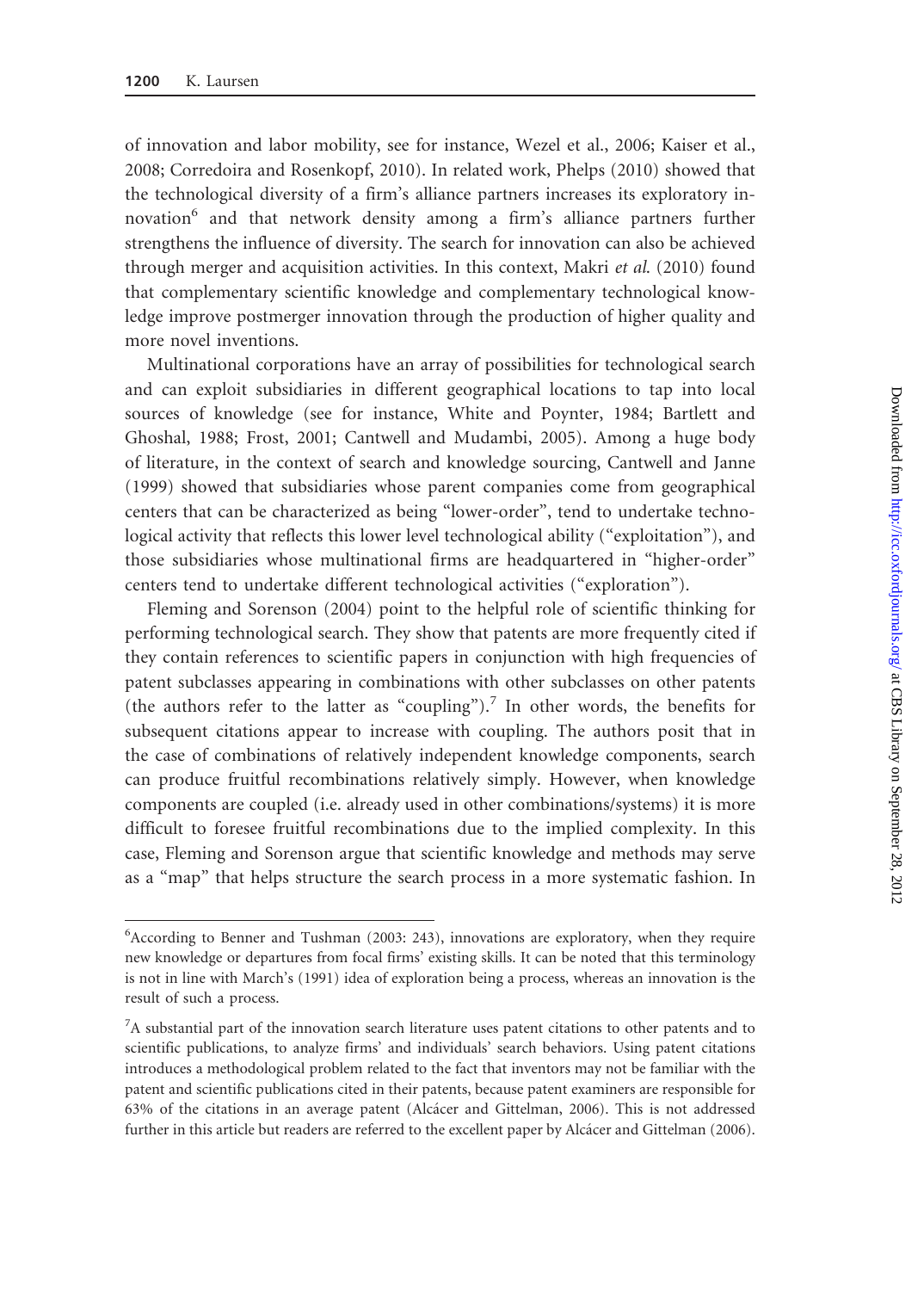of innovation and labor mobility, see for instance, Wezel et al., 2006; Kaiser et al., 2008; Corredoira and Rosenkopf, 2010). In related work, Phelps (2010) showed that the technological diversity of a firm's alliance partners increases its exploratory innovation[6] and that network density among a firm's alliance partners further strengthens the influence of diversity. The search for innovation can also be achieved through merger and acquisition activities. In this context, Makri *et al.* (2010) found that complementary scientific knowledge and complementary technological knowledge improve postmerger innovation through the production of higher quality and more novel inventions.

Multinational corporations have an array of possibilities for technological search and can exploit subsidiaries in different geographical locations to tap into local sources of knowledge (see for instance, White and Poynter, 1984; Bartlett and Ghoshal, 1988; Frost, 2001; Cantwell and Mudambi, 2005). Among a huge body of literature, in the context of search and knowledge sourcing, Cantwell and Janne (1999) showed that subsidiaries whose parent companies come from geographical centers that can be characterized as being "lower-order", tend to undertake technological activity that reflects this lower level technological ability ("exploitation"), and those subsidiaries whose multinational firms are headquartered in "higher-order" centers tend to undertake different technological activities ("exploration").

Fleming and Sorenson (2004) point to the helpful role of scientific thinking for performing technological search. They show that patents are more frequently cited if they contain references to scientific papers in conjunction with high frequencies of patent subclasses appearing in combinations with other subclasses on other patents (the authors refer to the latter as "coupling").[7] In other words, the benefits for subsequent citations appear to increase with coupling. The authors posit that in the case of combinations of relatively independent knowledge components, search can produce fruitful recombinations relatively simply. However, when knowledge components are coupled (i.e. already used in other combinations/systems) it is more difficult to foresee fruitful recombinations due to the implied complexity. In this case, Fleming and Sorenson argue that scientific knowledge and methods may serve as a "map" that helps structure the search process in a more systematic fashion. In

---

[6]According to Benner and Tushman (2003: 243), innovations are exploratory, when they require new knowledge or departures from focal firms' existing skills. It can be noted that this terminology is not in line with March's (1991) idea of exploration being a process, whereas an innovation is the result of such a process.

[7]A substantial part of the innovation search literature uses patent citations to other patents and to scientific publications, to analyze firms' and individuals' search behaviors. Using patent citations introduces a methodological problem related to the fact that inventors may not be familiar with the patent and scientific publications cited in their patents, because patent examiners are responsible for 63% of the citations in an average patent (Alcácer and Gittelman, 2006). This is not addressed further in this article but readers are referred to the excellent paper by Alcácer and Gittelman (2006).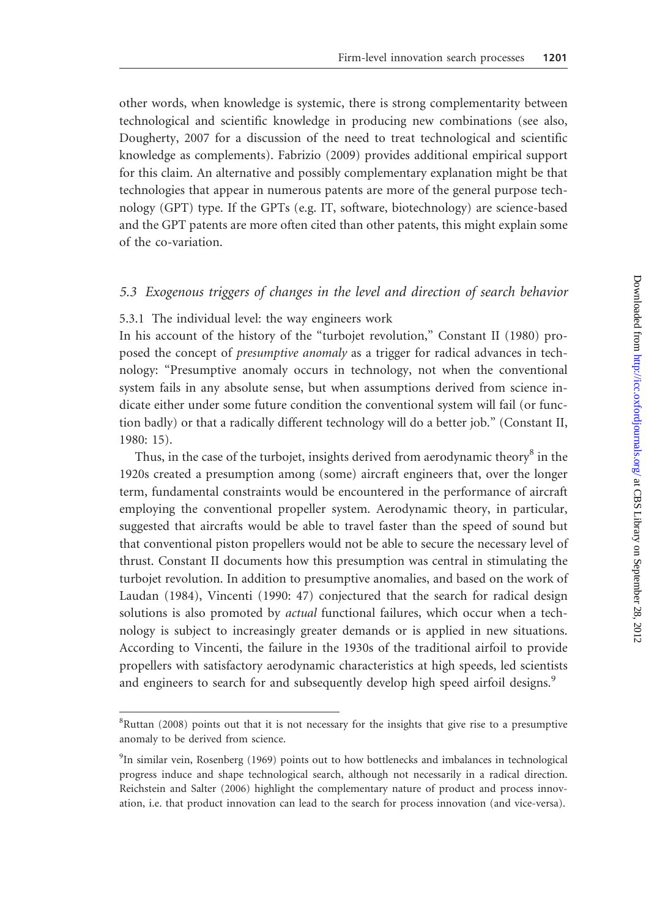other words, when knowledge is systemic, there is strong complementarity between technological and scientific knowledge in producing new combinations (see also, Dougherty, 2007 for a discussion of the need to treat technological and scientific knowledge as complements). Fabrizio (2009) provides additional empirical support for this claim. An alternative and possibly complementary explanation might be that technologies that appear in numerous patents are more of the general purpose technology (GPT) type. If the GPTs (e.g. IT, software, biotechnology) are science-based and the GPT patents are more often cited than other patents, this might explain some of the co-variation.

### *5.3 Exogenous triggers of changes in the level and direction of search behavior*

#### 5.3.1 The individual level: the way engineers work

In his account of the history of the "turbojet revolution," Constant II (1980) proposed the concept of *presumptive anomaly* as a trigger for radical advances in technology: "Presumptive anomaly occurs in technology, not when the conventional system fails in any absolute sense, but when assumptions derived from science indicate either under some future condition the conventional system will fail (or function badly) or that a radically different technology will do a better job." (Constant II, 1980: 15).

Thus, in the case of the turbojet, insights derived from aerodynamic theory[8] in the 1920s created a presumption among (some) aircraft engineers that, over the longer term, fundamental constraints would be encountered in the performance of aircraft employing the conventional propeller system. Aerodynamic theory, in particular, suggested that aircrafts would be able to travel faster than the speed of sound but that conventional piston propellers would not be able to secure the necessary level of thrust. Constant II documents how this presumption was central in stimulating the turbojet revolution. In addition to presumptive anomalies, and based on the work of Laudan (1984), Vincenti (1990: 47) conjectured that the search for radical design solutions is also promoted by *actual* functional failures, which occur when a technology is subject to increasingly greater demands or is applied in new situations. According to Vincenti, the failure in the 1930s of the traditional airfoil to provide propellers with satisfactory aerodynamic characteristics at high speeds, led scientists and engineers to search for and subsequently develop high speed airfoil designs.[9]

---

[8] Ruttan (2008) points out that it is not necessary for the insights that give rise to a presumptive anomaly to be derived from science.

[9] In similar vein, Rosenberg (1969) points out to how bottlenecks and imbalances in technological progress induce and shape technological search, although not necessarily in a radical direction. Reichstein and Salter (2006) highlight the complementary nature of product and process innovation, i.e. that product innovation can lead to the search for process innovation (and vice-versa).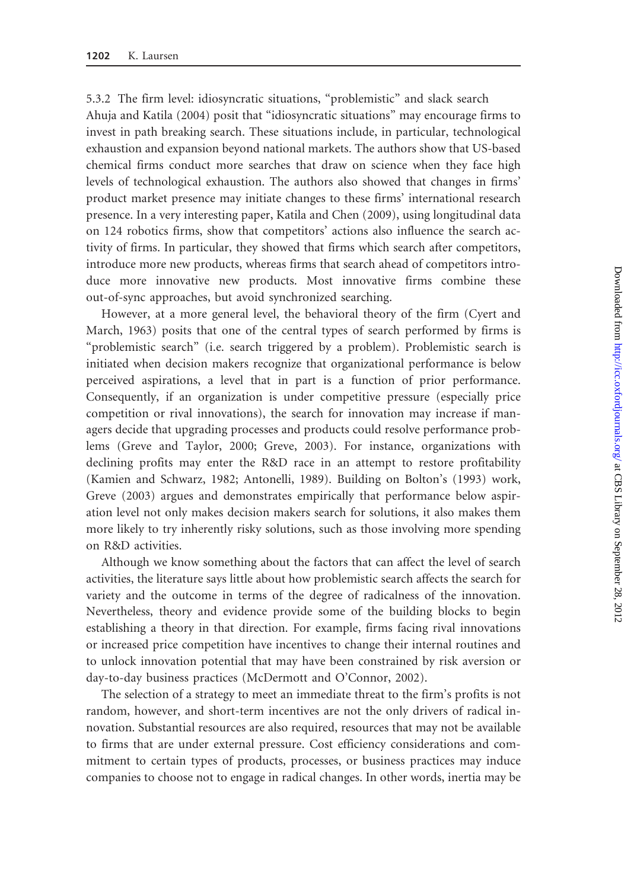#### 5.3.2 The firm level: idiosyncratic situations, "problemistic" and slack search

Ahuja and Katila (2004) posit that "idiosyncratic situations" may encourage firms to invest in path breaking search. These situations include, in particular, technological exhaustion and expansion beyond national markets. The authors show that US-based chemical firms conduct more searches that draw on science when they face high levels of technological exhaustion. The authors also showed that changes in firms' product market presence may initiate changes to these firms' international research presence. In a very interesting paper, Katila and Chen (2009), using longitudinal data on 124 robotics firms, show that competitors' actions also influence the search activity of firms. In particular, they showed that firms which search after competitors, introduce more new products, whereas firms that search ahead of competitors introduce more innovative new products. Most innovative firms combine these out-of-sync approaches, but avoid synchronized searching.

However, at a more general level, the behavioral theory of the firm (Cyert and March, 1963) posits that one of the central types of search performed by firms is "problemistic search" (i.e. search triggered by a problem). Problemistic search is initiated when decision makers recognize that organizational performance is below perceived aspirations, a level that in part is a function of prior performance. Consequently, if an organization is under competitive pressure (especially price competition or rival innovations), the search for innovation may increase if managers decide that upgrading processes and products could resolve performance problems (Greve and Taylor, 2000; Greve, 2003). For instance, organizations with declining profits may enter the R&D race in an attempt to restore profitability (Kamien and Schwarz, 1982; Antonelli, 1989). Building on Bolton's (1993) work, Greve (2003) argues and demonstrates empirically that performance below aspiration level not only makes decision makers search for solutions, it also makes them more likely to try inherently risky solutions, such as those involving more spending on R&D activities.

Although we know something about the factors that can affect the level of search activities, the literature says little about how problemistic search affects the search for variety and the outcome in terms of the degree of radicalness of the innovation. Nevertheless, theory and evidence provide some of the building blocks to begin establishing a theory in that direction. For example, firms facing rival innovations or increased price competition have incentives to change their internal routines and to unlock innovation potential that may have been constrained by risk aversion or day-to-day business practices (McDermott and O'Connor, 2002).

The selection of a strategy to meet an immediate threat to the firm's profits is not random, however, and short-term incentives are not the only drivers of radical innovation. Substantial resources are also required, resources that may not be available to firms that are under external pressure. Cost efficiency considerations and commitment to certain types of products, processes, or business practices may induce companies to choose not to engage in radical changes. In other words, inertia may be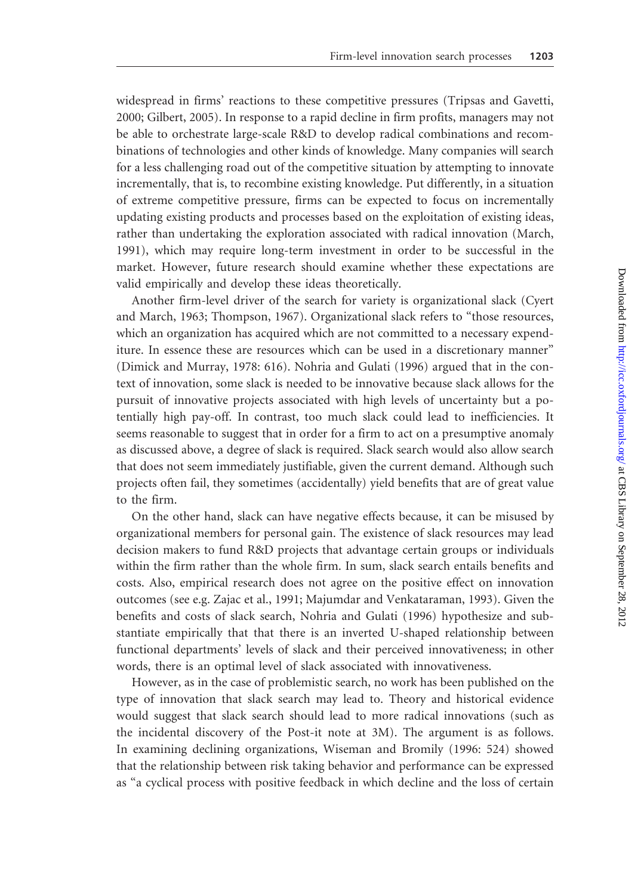widespread in firms' reactions to these competitive pressures (Tripsas and Gavetti, 2000; Gilbert, 2005). In response to a rapid decline in firm profits, managers may not be able to orchestrate large-scale R&D to develop radical combinations and recombinations of technologies and other kinds of knowledge. Many companies will search for a less challenging road out of the competitive situation by attempting to innovate incrementally, that is, to recombine existing knowledge. Put differently, in a situation of extreme competitive pressure, firms can be expected to focus on incrementally updating existing products and processes based on the exploitation of existing ideas, rather than undertaking the exploration associated with radical innovation (March, 1991), which may require long-term investment in order to be successful in the market. However, future research should examine whether these expectations are valid empirically and develop these ideas theoretically.

Another firm-level driver of the search for variety is organizational slack (Cyert and March, 1963; Thompson, 1967). Organizational slack refers to "those resources, which an organization has acquired which are not committed to a necessary expenditure. In essence these are resources which can be used in a discretionary manner" (Dimick and Murray, 1978: 616). Nohria and Gulati (1996) argued that in the context of innovation, some slack is needed to be innovative because slack allows for the pursuit of innovative projects associated with high levels of uncertainty but a potentially high pay-off. In contrast, too much slack could lead to inefficiencies. It seems reasonable to suggest that in order for a firm to act on a presumptive anomaly as discussed above, a degree of slack is required. Slack search would also allow search that does not seem immediately justifiable, given the current demand. Although such projects often fail, they sometimes (accidentally) yield benefits that are of great value to the firm.

On the other hand, slack can have negative effects because, it can be misused by organizational members for personal gain. The existence of slack resources may lead decision makers to fund R&D projects that advantage certain groups or individuals within the firm rather than the whole firm. In sum, slack search entails benefits and costs. Also, empirical research does not agree on the positive effect on innovation outcomes (see e.g. Zajac et al., 1991; Majumdar and Venkataraman, 1993). Given the benefits and costs of slack search, Nohria and Gulati (1996) hypothesize and substantiate empirically that that there is an inverted U-shaped relationship between functional departments' levels of slack and their perceived innovativeness; in other words, there is an optimal level of slack associated with innovativeness.

However, as in the case of problemistic search, no work has been published on the type of innovation that slack search may lead to. Theory and historical evidence would suggest that slack search should lead to more radical innovations (such as the incidental discovery of the Post-it note at 3M). The argument is as follows. In examining declining organizations, Wiseman and Bromily (1996: 524) showed that the relationship between risk taking behavior and performance can be expressed as "a cyclical process with positive feedback in which decline and the loss of certain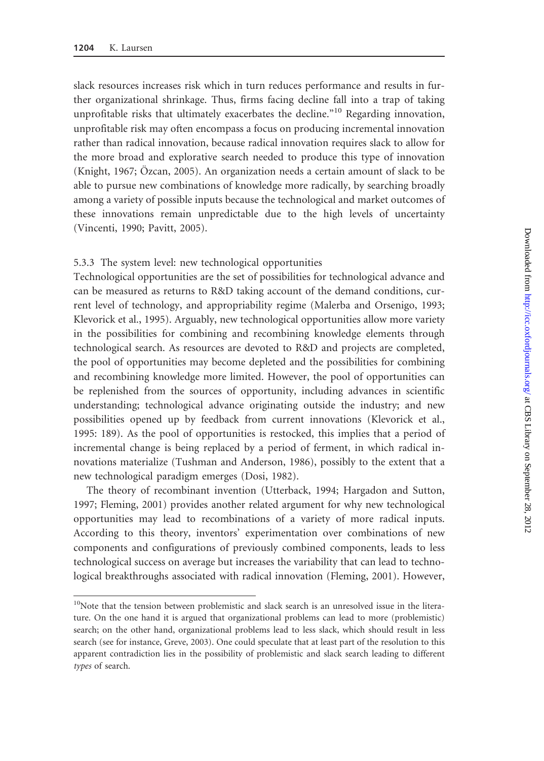slack resources increases risk which in turn reduces performance and results in further organizational shrinkage. Thus, firms facing decline fall into a trap of taking unprofitable risks that ultimately exacerbates the decline."[10] Regarding innovation, unprofitable risk may often encompass a focus on producing incremental innovation rather than radical innovation, because radical innovation requires slack to allow for the more broad and explorative search needed to produce this type of innovation (Knight, 1967; Özcan, 2005). An organization needs a certain amount of slack to be able to pursue new combinations of knowledge more radically, by searching broadly among a variety of possible inputs because the technological and market outcomes of these innovations remain unpredictable due to the high levels of uncertainty (Vincenti, 1990; Pavitt, 2005).

### 5.3.3 The system level: new technological opportunities

Technological opportunities are the set of possibilities for technological advance and can be measured as returns to R&D taking account of the demand conditions, current level of technology, and appropriability regime (Malerba and Orsenigo, 1993; Klevorick et al., 1995). Arguably, new technological opportunities allow more variety in the possibilities for combining and recombining knowledge elements through technological search. As resources are devoted to R&D and projects are completed, the pool of opportunities may become depleted and the possibilities for combining and recombining knowledge more limited. However, the pool of opportunities can be replenished from the sources of opportunity, including advances in scientific understanding; technological advance originating outside the industry; and new possibilities opened up by feedback from current innovations (Klevorick et al., 1995: 189). As the pool of opportunities is restocked, this implies that a period of incremental change is being replaced by a period of ferment, in which radical innovations materialize (Tushman and Anderson, 1986), possibly to the extent that a new technological paradigm emerges (Dosi, 1982).

The theory of recombinant invention (Utterback, 1994; Hargadon and Sutton, 1997; Fleming, 2001) provides another related argument for why new technological opportunities may lead to recombinations of a variety of more radical inputs. According to this theory, inventors' experimentation over combinations of new components and configurations of previously combined components, leads to less technological success on average but increases the variability that can lead to technological breakthroughs associated with radical innovation (Fleming, 2001). However,

---

[10] Note that the tension between problemistic and slack search is an unresolved issue in the literature. On the one hand it is argued that organizational problems can lead to more (problemistic) search; on the other hand, organizational problems lead to less slack, which should result in less search (see for instance, Greve, 2003). One could speculate that at least part of the resolution to this apparent contradiction lies in the possibility of problemistic and slack search leading to different *types* of search.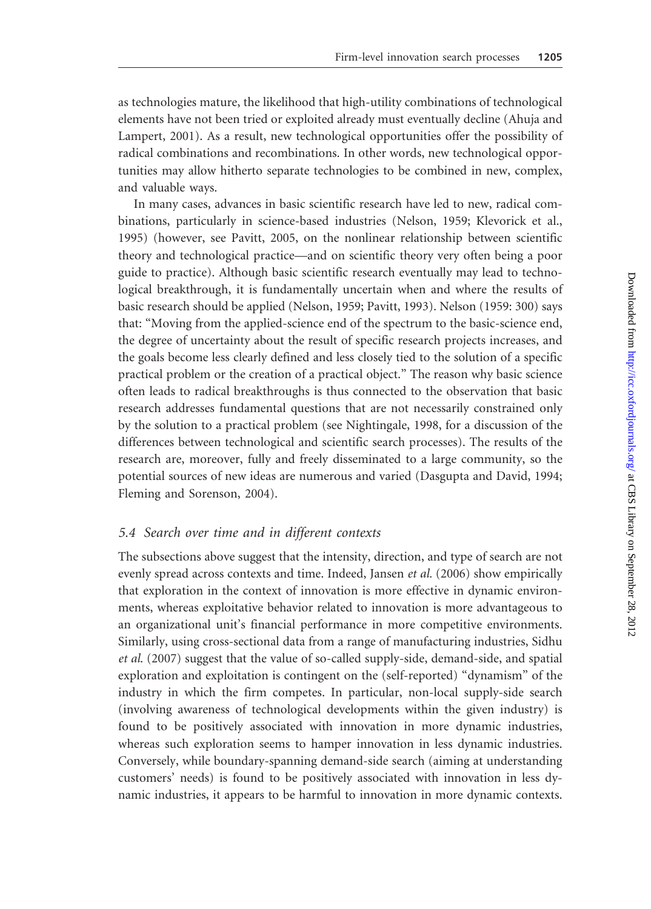as technologies mature, the likelihood that high-utility combinations of technological elements have not been tried or exploited already must eventually decline (Ahuja and Lampert, 2001). As a result, new technological opportunities offer the possibility of radical combinations and recombinations. In other words, new technological opportunities may allow hitherto separate technologies to be combined in new, complex, and valuable ways.

In many cases, advances in basic scientific research have led to new, radical combinations, particularly in science-based industries (Nelson, 1959; Klevorick et al., 1995) (however, see Pavitt, 2005, on the nonlinear relationship between scientific theory and technological practice—and on scientific theory very often being a poor guide to practice). Although basic scientific research eventually may lead to technological breakthrough, it is fundamentally uncertain when and where the results of basic research should be applied (Nelson, 1959; Pavitt, 1993). Nelson (1959: 300) says that: "Moving from the applied-science end of the spectrum to the basic-science end, the degree of uncertainty about the result of specific research projects increases, and the goals become less clearly defined and less closely tied to the solution of a specific practical problem or the creation of a practical object." The reason why basic science often leads to radical breakthroughs is thus connected to the observation that basic research addresses fundamental questions that are not necessarily constrained only by the solution to a practical problem (see Nightingale, 1998, for a discussion of the differences between technological and scientific search processes). The results of the research are, moreover, fully and freely disseminated to a large community, so the potential sources of new ideas are numerous and varied (Dasgupta and David, 1994; Fleming and Sorenson, 2004).

### *5.4 Search over time and in different contexts*

The subsections above suggest that the intensity, direction, and type of search are not evenly spread across contexts and time. Indeed, Jansen *et al.* (2006) show empirically that exploration in the context of innovation is more effective in dynamic environments, whereas exploitative behavior related to innovation is more advantageous to an organizational unit's financial performance in more competitive environments. Similarly, using cross-sectional data from a range of manufacturing industries, Sidhu *et al.* (2007) suggest that the value of so-called supply-side, demand-side, and spatial exploration and exploitation is contingent on the (self-reported) "dynamism" of the industry in which the firm competes. In particular, non-local supply-side search (involving awareness of technological developments within the given industry) is found to be positively associated with innovation in more dynamic industries, whereas such exploration seems to hamper innovation in less dynamic industries. Conversely, while boundary-spanning demand-side search (aiming at understanding customers' needs) is found to be positively associated with innovation in less dynamic industries, it appears to be harmful to innovation in more dynamic contexts.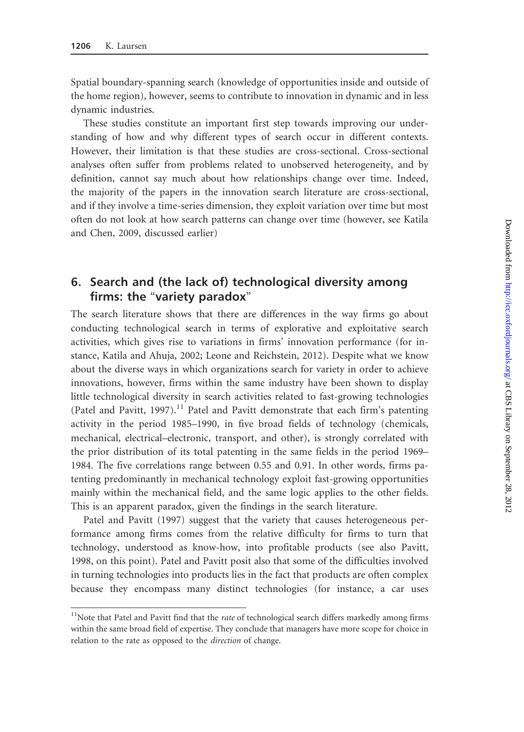Spatial boundary-spanning search (knowledge of opportunities inside and outside of the home region), however, seems to contribute to innovation in dynamic and in less dynamic industries.

These studies constitute an important first step towards improving our understanding of how and why different types of search occur in different contexts. However, their limitation is that these studies are cross-sectional. Cross-sectional analyses often suffer from problems related to unobserved heterogeneity, and by definition, cannot say much about how relationships change over time. Indeed, the majority of the papers in the innovation search literature are cross-sectional, and if they involve a time-series dimension, they exploit variation over time but most often do not look at how search patterns can change over time (however, see Katila and Chen, 2009, discussed earlier)

## 6. Search and (the lack of) technological diversity among firms: the "variety paradox"

The search literature shows that there are differences in the way firms go about conducting technological search in terms of explorative and exploitative search activities, which gives rise to variations in firms' innovation performance (for instance, Katila and Ahuja, 2002; Leone and Reichstein, 2012). Despite what we know about the diverse ways in which organizations search for variety in order to achieve innovations, however, firms within the same industry have been shown to display little technological diversity in search activities related to fast-growing technologies (Patel and Pavitt, 1997).[11] Patel and Pavitt demonstrate that each firm's patenting activity in the period 1985–1990, in five broad fields of technology (chemicals, mechanical, electrical–electronic, transport, and other), is strongly correlated with the prior distribution of its total patenting in the same fields in the period 1969–1984. The five correlations range between 0.55 and 0.91. In other words, firms patenting predominantly in mechanical technology exploit fast-growing opportunities mainly within the mechanical field, and the same logic applies to the other fields. This is an apparent paradox, given the findings in the search literature.

Patel and Pavitt (1997) suggest that the variety that causes heterogeneous performance among firms comes from the relative difficulty for firms to turn that technology, understood as know-how, into profitable products (see also Pavitt, 1998, on this point). Patel and Pavitt posit also that some of the difficulties involved in turning technologies into products lies in the fact that products are often complex because they encompass many distinct technologies (for instance, a car uses

[11] Note that Patel and Pavitt find that the *rate* of technological search differs markedly among firms within the same broad field of expertise. They conclude that managers have more scope for choice in relation to the rate as opposed to the *direction* of change.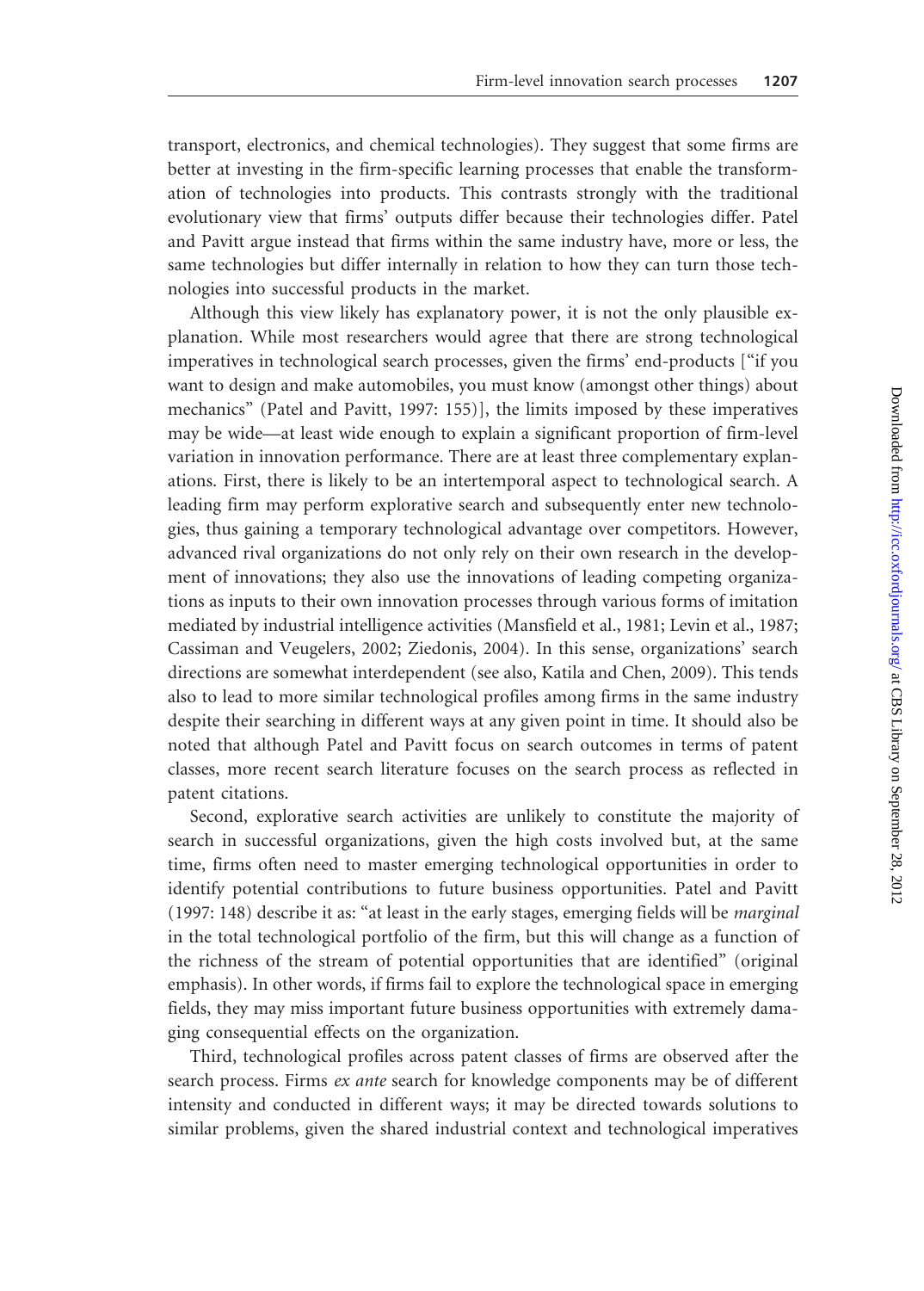transport, electronics, and chemical technologies). They suggest that some firms are better at investing in the firm-specific learning processes that enable the transformation of technologies into products. This contrasts strongly with the traditional evolutionary view that firms' outputs differ because their technologies differ. Patel and Pavitt argue instead that firms within the same industry have, more or less, the same technologies but differ internally in relation to how they can turn those technologies into successful products in the market.

Although this view likely has explanatory power, it is not the only plausible explanation. While most researchers would agree that there are strong technological imperatives in technological search processes, given the firms' end-products ["if you want to design and make automobiles, you must know (amongst other things) about mechanics" (Patel and Pavitt, 1997: 155)], the limits imposed by these imperatives may be wide—at least wide enough to explain a significant proportion of firm-level variation in innovation performance. There are at least three complementary explanations. First, there is likely to be an intertemporal aspect to technological search. A leading firm may perform explorative search and subsequently enter new technologies, thus gaining a temporary technological advantage over competitors. However, advanced rival organizations do not only rely on their own research in the development of innovations; they also use the innovations of leading competing organizations as inputs to their own innovation processes through various forms of imitation mediated by industrial intelligence activities (Mansfield et al., 1981; Levin et al., 1987; Cassiman and Veugelers, 2002; Ziedonis, 2004). In this sense, organizations' search directions are somewhat interdependent (see also, Katila and Chen, 2009). This tends also to lead to more similar technological profiles among firms in the same industry despite their searching in different ways at any given point in time. It should also be noted that although Patel and Pavitt focus on search outcomes in terms of patent classes, more recent search literature focuses on the search process as reflected in patent citations.

Second, explorative search activities are unlikely to constitute the majority of search in successful organizations, given the high costs involved but, at the same time, firms often need to master emerging technological opportunities in order to identify potential contributions to future business opportunities. Patel and Pavitt (1997: 148) describe it as: "at least in the early stages, emerging fields will be *marginal* in the total technological portfolio of the firm, but this will change as a function of the richness of the stream of potential opportunities that are identified" (original emphasis). In other words, if firms fail to explore the technological space in emerging fields, they may miss important future business opportunities with extremely damaging consequential effects on the organization.

Third, technological profiles across patent classes of firms are observed after the search process. Firms *ex ante* search for knowledge components may be of different intensity and conducted in different ways; it may be directed towards solutions to similar problems, given the shared industrial context and technological imperatives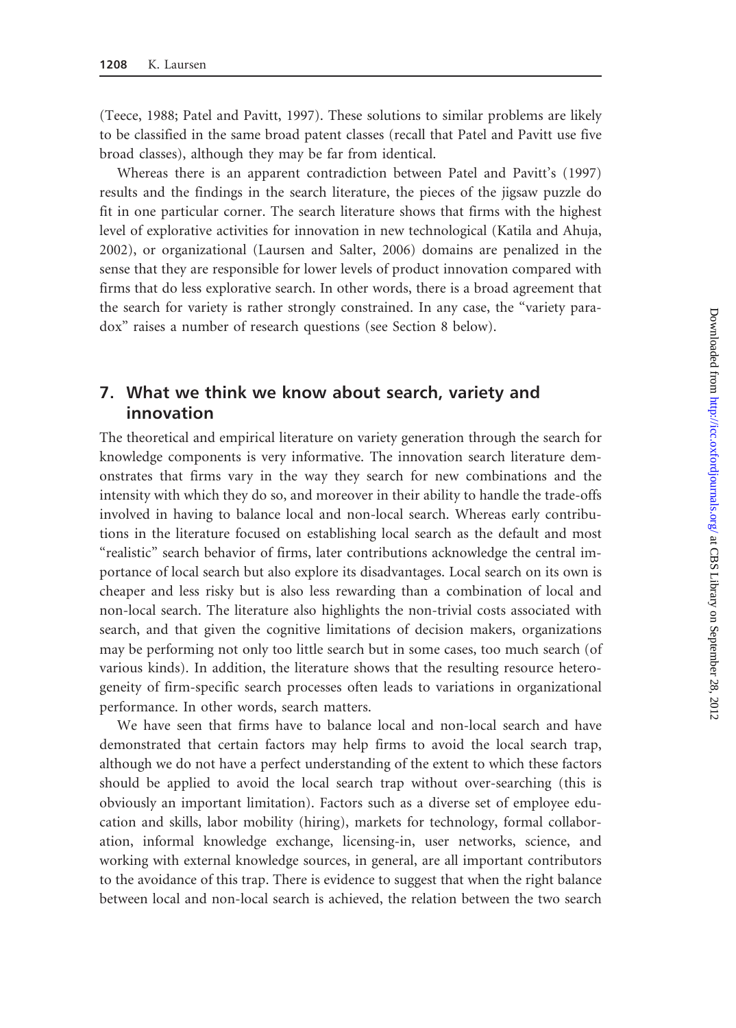(Teece, 1988; Patel and Pavitt, 1997). These solutions to similar problems are likely to be classified in the same broad patent classes (recall that Patel and Pavitt use five broad classes), although they may be far from identical.

Whereas there is an apparent contradiction between Patel and Pavitt's (1997) results and the findings in the search literature, the pieces of the jigsaw puzzle do fit in one particular corner. The search literature shows that firms with the highest level of explorative activities for innovation in new technological (Katila and Ahuja, 2002), or organizational (Laursen and Salter, 2006) domains are penalized in the sense that they are responsible for lower levels of product innovation compared with firms that do less explorative search. In other words, there is a broad agreement that the search for variety is rather strongly constrained. In any case, the "variety paradox" raises a number of research questions (see Section 8 below).

## 7. What we think we know about search, variety and innovation

The theoretical and empirical literature on variety generation through the search for knowledge components is very informative. The innovation search literature demonstrates that firms vary in the way they search for new combinations and the intensity with which they do so, and moreover in their ability to handle the trade-offs involved in having to balance local and non-local search. Whereas early contributions in the literature focused on establishing local search as the default and most "realistic" search behavior of firms, later contributions acknowledge the central importance of local search but also explore its disadvantages. Local search on its own is cheaper and less risky but is also less rewarding than a combination of local and non-local search. The literature also highlights the non-trivial costs associated with search, and that given the cognitive limitations of decision makers, organizations may be performing not only too little search but in some cases, too much search (of various kinds). In addition, the literature shows that the resulting resource heterogeneity of firm-specific search processes often leads to variations in organizational performance. In other words, search matters.

We have seen that firms have to balance local and non-local search and have demonstrated that certain factors may help firms to avoid the local search trap, although we do not have a perfect understanding of the extent to which these factors should be applied to avoid the local search trap without over-searching (this is obviously an important limitation). Factors such as a diverse set of employee education and skills, labor mobility (hiring), markets for technology, formal collaboration, informal knowledge exchange, licensing-in, user networks, science, and working with external knowledge sources, in general, are all important contributors to the avoidance of this trap. There is evidence to suggest that when the right balance between local and non-local search is achieved, the relation between the two search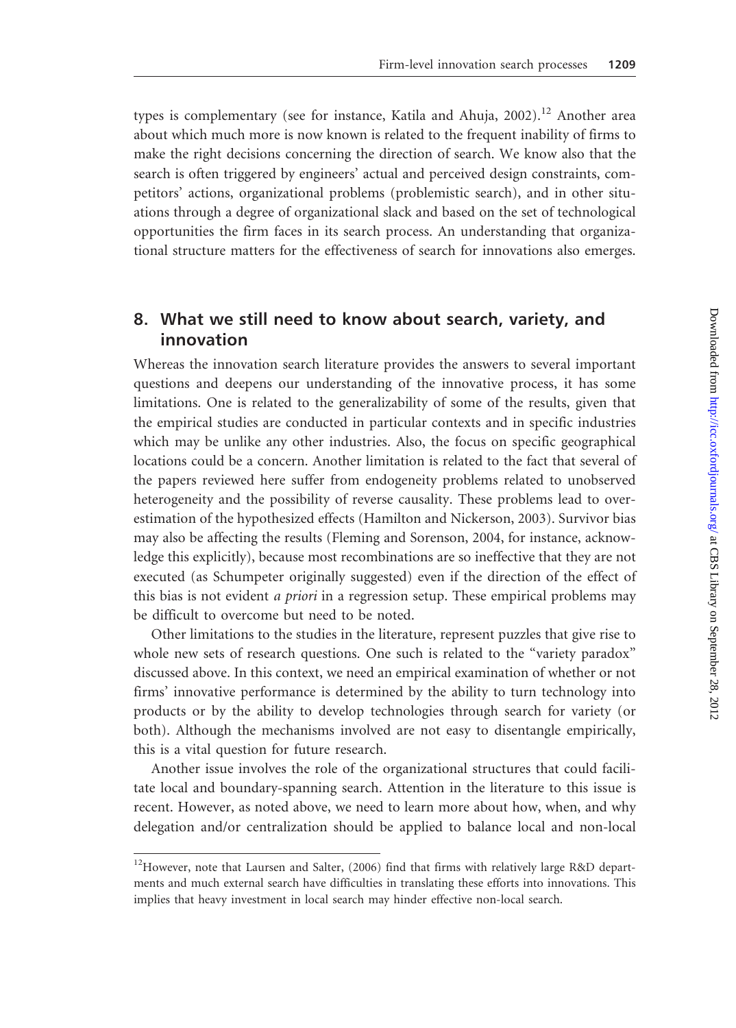types is complementary (see for instance, Katila and Ahuja, 2002).[12] Another area about which much more is now known is related to the frequent inability of firms to make the right decisions concerning the direction of search. We know also that the search is often triggered by engineers' actual and perceived design constraints, competitors' actions, organizational problems (problemistic search), and in other situations through a degree of organizational slack and based on the set of technological opportunities the firm faces in its search process. An understanding that organizational structure matters for the effectiveness of search for innovations also emerges.

## 8. What we still need to know about search, variety, and innovation

Whereas the innovation search literature provides the answers to several important questions and deepens our understanding of the innovative process, it has some limitations. One is related to the generalizability of some of the results, given that the empirical studies are conducted in particular contexts and in specific industries which may be unlike any other industries. Also, the focus on specific geographical locations could be a concern. Another limitation is related to the fact that several of the papers reviewed here suffer from endogeneity problems related to unobserved heterogeneity and the possibility of reverse causality. These problems lead to overestimation of the hypothesized effects (Hamilton and Nickerson, 2003). Survivor bias may also be affecting the results (Fleming and Sorenson, 2004, for instance, acknowledge this explicitly), because most recombinations are so ineffective that they are not executed (as Schumpeter originally suggested) even if the direction of the effect of this bias is not evident *a priori* in a regression setup. These empirical problems may be difficult to overcome but need to be noted.

Other limitations to the studies in the literature, represent puzzles that give rise to whole new sets of research questions. One such is related to the "variety paradox" discussed above. In this context, we need an empirical examination of whether or not firms' innovative performance is determined by the ability to turn technology into products or by the ability to develop technologies through search for variety (or both). Although the mechanisms involved are not easy to disentangle empirically, this is a vital question for future research.

Another issue involves the role of the organizational structures that could facilitate local and boundary-spanning search. Attention in the literature to this issue is recent. However, as noted above, we need to learn more about how, when, and why delegation and/or centralization should be applied to balance local and non-local

[12] However, note that Laursen and Salter, (2006) find that firms with relatively large R&D departments and much external search have difficulties in translating these efforts into innovations. This implies that heavy investment in local search may hinder effective non-local search.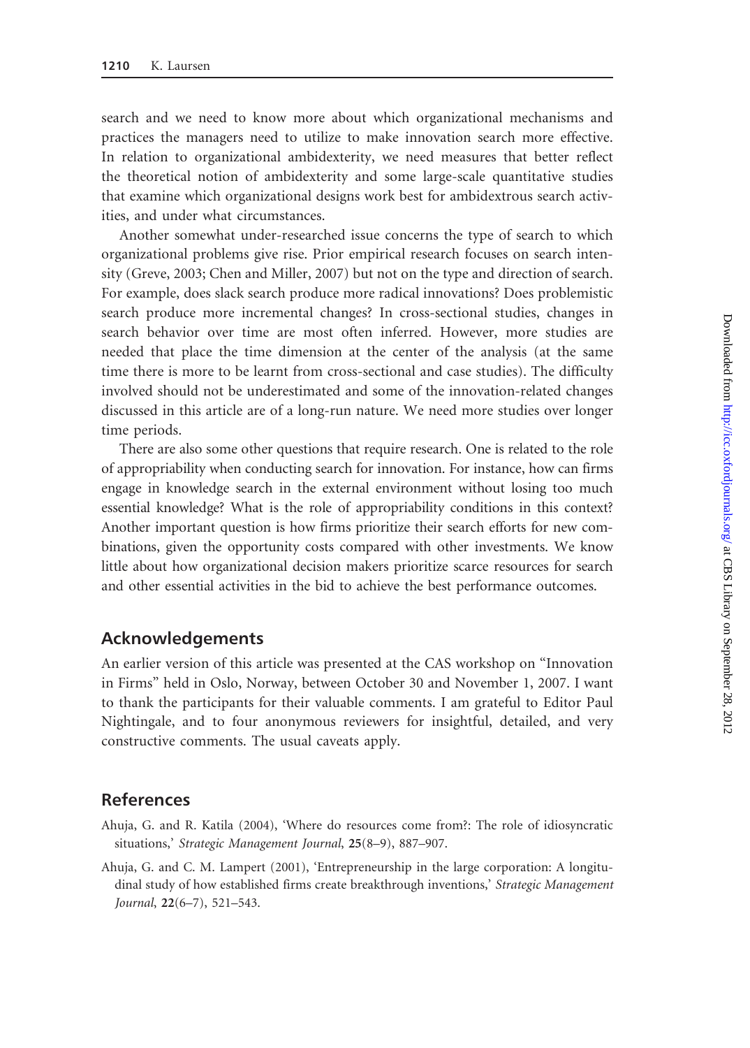search and we need to know more about which organizational mechanisms and practices the managers need to utilize to make innovation search more effective. In relation to organizational ambidexterity, we need measures that better reflect the theoretical notion of ambidexterity and some large-scale quantitative studies that examine which organizational designs work best for ambidextrous search activities, and under what circumstances.

Another somewhat under-researched issue concerns the type of search to which organizational problems give rise. Prior empirical research focuses on search intensity (Greve, 2003; Chen and Miller, 2007) but not on the type and direction of search. For example, does slack search produce more radical innovations? Does problemistic search produce more incremental changes? In cross-sectional studies, changes in search behavior over time are most often inferred. However, more studies are needed that place the time dimension at the center of the analysis (at the same time there is more to be learnt from cross-sectional and case studies). The difficulty involved should not be underestimated and some of the innovation-related changes discussed in this article are of a long-run nature. We need more studies over longer time periods.

There are also some other questions that require research. One is related to the role of appropriability when conducting search for innovation. For instance, how can firms engage in knowledge search in the external environment without losing too much essential knowledge? What is the role of appropriability conditions in this context? Another important question is how firms prioritize their search efforts for new combinations, given the opportunity costs compared with other investments. We know little about how organizational decision makers prioritize scarce resources for search and other essential activities in the bid to achieve the best performance outcomes.

## Acknowledgements

An earlier version of this article was presented at the CAS workshop on "Innovation in Firms" held in Oslo, Norway, between October 30 and November 1, 2007. I want to thank the participants for their valuable comments. I am grateful to Editor Paul Nightingale, and to four anonymous reviewers for insightful, detailed, and very constructive comments. The usual caveats apply.

## References

Ahuja, G. and R. Katila (2004), 'Where do resources come from?: The role of idiosyncratic situations,' *Strategic Management Journal*, **25**(8–9), 887–907.

Ahuja, G. and C. M. Lampert (2001), 'Entrepreneurship in the large corporation: A longitudinal study of how established firms create breakthrough inventions,' *Strategic Management Journal*, **22**(6–7), 521–543.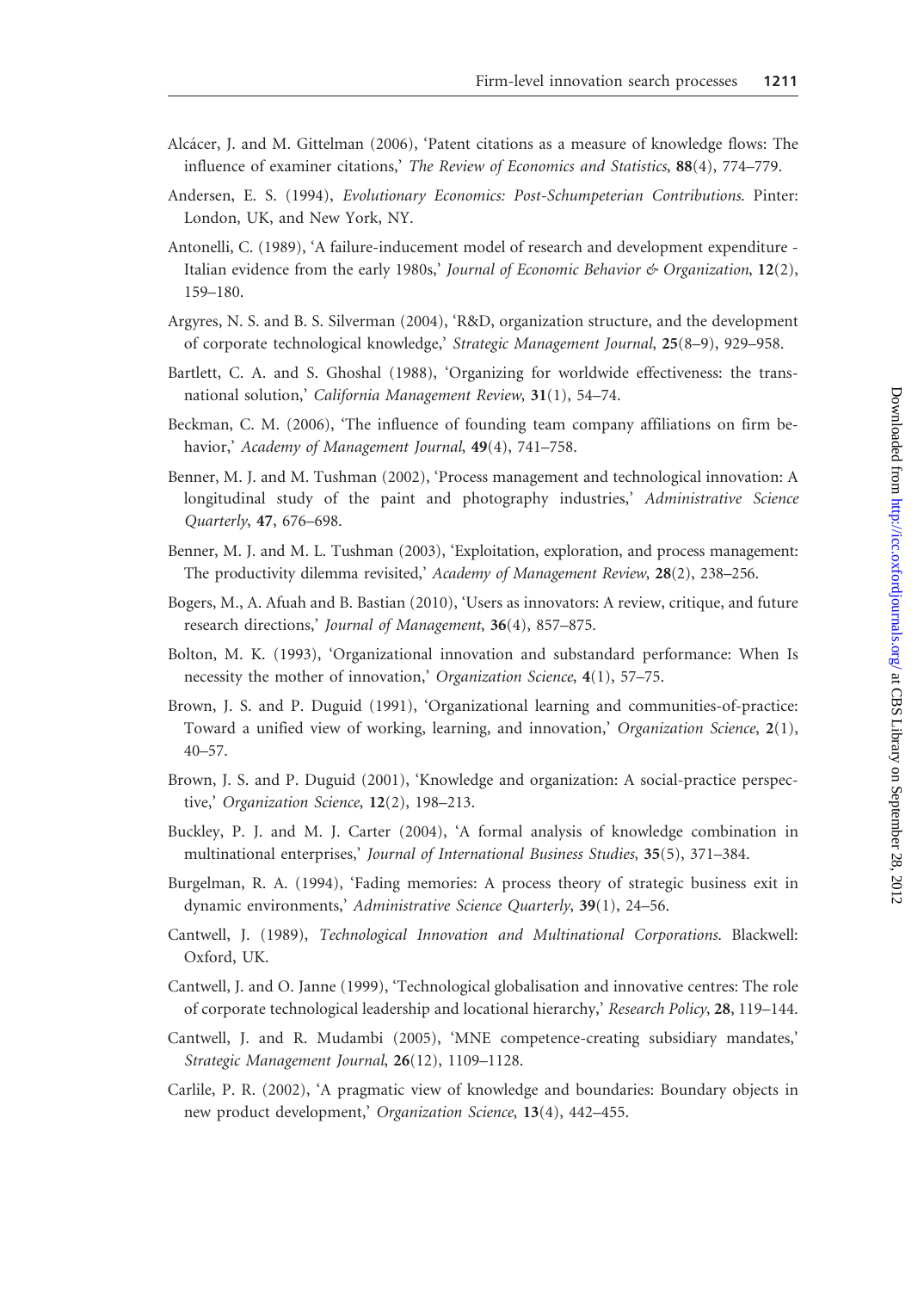Alcácer, J. and M. Gittelman (2006), 'Patent citations as a measure of knowledge flows: The influence of examiner citations,' *The Review of Economics and Statistics*, **88**(4), 774–779.

Andersen, E. S. (1994), *Evolutionary Economics: Post-Schumpeterian Contributions*. Pinter: London, UK, and New York, NY.

Antonelli, C. (1989), 'A failure-inducement model of research and development expenditure - Italian evidence from the early 1980s,' *Journal of Economic Behavior & Organization*, **12**(2), 159–180.

Argyres, N. S. and B. S. Silverman (2004), 'R&D, organization structure, and the development of corporate technological knowledge,' *Strategic Management Journal*, **25**(8–9), 929–958.

Bartlett, C. A. and S. Ghoshal (1988), 'Organizing for worldwide effectiveness: the transnational solution,' *California Management Review*, **31**(1), 54–74.

Beckman, C. M. (2006), 'The influence of founding team company affiliations on firm behavior,' *Academy of Management Journal*, **49**(4), 741–758.

Benner, M. J. and M. Tushman (2002), 'Process management and technological innovation: A longitudinal study of the paint and photography industries,' *Administrative Science Quarterly*, **47**, 676–698.

Benner, M. J. and M. L. Tushman (2003), 'Exploitation, exploration, and process management: The productivity dilemma revisited,' *Academy of Management Review*, **28**(2), 238–256.

Bogers, M., A. Afuah and B. Bastian (2010), 'Users as innovators: A review, critique, and future research directions,' *Journal of Management*, **36**(4), 857–875.

Bolton, M. K. (1993), 'Organizational innovation and substandard performance: When Is necessity the mother of innovation,' *Organization Science*, **4**(1), 57–75.

Brown, J. S. and P. Duguid (1991), 'Organizational learning and communities-of-practice: Toward a unified view of working, learning, and innovation,' *Organization Science*, **2**(1), 40–57.

Brown, J. S. and P. Duguid (2001), 'Knowledge and organization: A social-practice perspective,' *Organization Science*, **12**(2), 198–213.

Buckley, P. J. and M. J. Carter (2004), 'A formal analysis of knowledge combination in multinational enterprises,' *Journal of International Business Studies*, **35**(5), 371–384.

Burgelman, R. A. (1994), 'Fading memories: A process theory of strategic business exit in dynamic environments,' *Administrative Science Quarterly*, **39**(1), 24–56.

Cantwell, J. (1989), *Technological Innovation and Multinational Corporations*. Blackwell: Oxford, UK.

Cantwell, J. and O. Janne (1999), 'Technological globalisation and innovative centres: The role of corporate technological leadership and locational hierarchy,' *Research Policy*, **28**, 119–144.

Cantwell, J. and R. Mudambi (2005), 'MNE competence-creating subsidiary mandates,' *Strategic Management Journal*, **26**(12), 1109–1128.

Carlile, P. R. (2002), 'A pragmatic view of knowledge and boundaries: Boundary objects in new product development,' *Organization Science*, **13**(4), 442–455.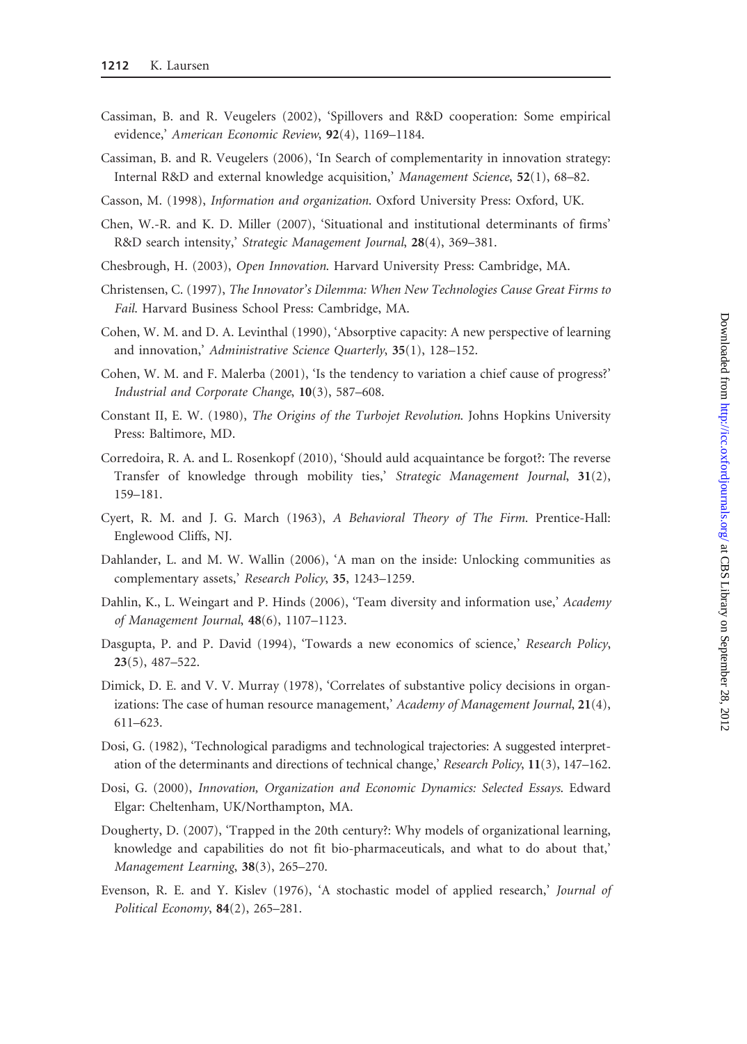Cassiman, B. and R. Veugelers (2002), 'Spillovers and R&D cooperation: Some empirical evidence,' *American Economic Review*, **92**(4), 1169–1184.

Cassiman, B. and R. Veugelers (2006), 'In Search of complementarity in innovation strategy: Internal R&D and external knowledge acquisition,' *Management Science*, **52**(1), 68–82.

Casson, M. (1998), *Information and organization*. Oxford University Press: Oxford, UK.

Chen, W.-R. and K. D. Miller (2007), 'Situational and institutional determinants of firms' R&D search intensity,' *Strategic Management Journal*, **28**(4), 369–381.

Chesbrough, H. (2003), *Open Innovation*. Harvard University Press: Cambridge, MA.

Christensen, C. (1997), *The Innovator's Dilemma: When New Technologies Cause Great Firms to Fail*. Harvard Business School Press: Cambridge, MA.

Cohen, W. M. and D. A. Levinthal (1990), 'Absorptive capacity: A new perspective of learning and innovation,' *Administrative Science Quarterly*, **35**(1), 128–152.

Cohen, W. M. and F. Malerba (2001), 'Is the tendency to variation a chief cause of progress?' *Industrial and Corporate Change*, **10**(3), 587–608.

Constant II, E. W. (1980), *The Origins of the Turbojet Revolution*. Johns Hopkins University Press: Baltimore, MD.

Corredoira, R. A. and L. Rosenkopf (2010), 'Should auld acquaintance be forgot?: The reverse Transfer of knowledge through mobility ties,' *Strategic Management Journal*, **31**(2), 159–181.

Cyert, R. M. and J. G. March (1963), *A Behavioral Theory of The Firm*. Prentice-Hall: Englewood Cliffs, NJ.

Dahlander, L. and M. W. Wallin (2006), 'A man on the inside: Unlocking communities as complementary assets,' *Research Policy*, **35**, 1243–1259.

Dahlin, K., L. Weingart and P. Hinds (2006), 'Team diversity and information use,' *Academy of Management Journal*, **48**(6), 1107–1123.

Dasgupta, P. and P. David (1994), 'Towards a new economics of science,' *Research Policy*, **23**(5), 487–522.

Dimick, D. E. and V. V. Murray (1978), 'Correlates of substantive policy decisions in organizations: The case of human resource management,' *Academy of Management Journal*, **21**(4), 611–623.

Dosi, G. (1982), 'Technological paradigms and technological trajectories: A suggested interpretation of the determinants and directions of technical change,' *Research Policy*, **11**(3), 147–162.

Dosi, G. (2000), *Innovation, Organization and Economic Dynamics: Selected Essays*. Edward Elgar: Cheltenham, UK/Northampton, MA.

Dougherty, D. (2007), 'Trapped in the 20th century?: Why models of organizational learning, knowledge and capabilities do not fit bio-pharmaceuticals, and what to do about that,' *Management Learning*, **38**(3), 265–270.

Evenson, R. E. and Y. Kislev (1976), 'A stochastic model of applied research,' *Journal of Political Economy*, **84**(2), 265–281.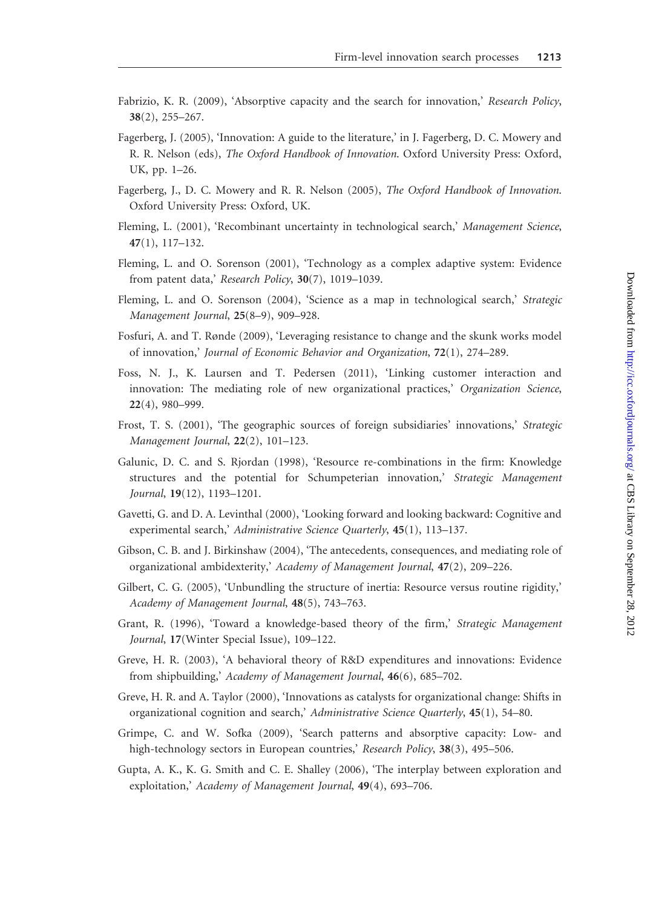Fabrizio, K. R. (2009), 'Absorptive capacity and the search for innovation,' *Research Policy*, **38**(2), 255–267.

Fagerberg, J. (2005), 'Innovation: A guide to the literature,' in J. Fagerberg, D. C. Mowery and R. R. Nelson (eds), *The Oxford Handbook of Innovation*. Oxford University Press: Oxford, UK, pp. 1–26.

Fagerberg, J., D. C. Mowery and R. R. Nelson (2005), *The Oxford Handbook of Innovation*. Oxford University Press: Oxford, UK.

Fleming, L. (2001), 'Recombinant uncertainty in technological search,' *Management Science*, **47**(1), 117–132.

Fleming, L. and O. Sorenson (2001), 'Technology as a complex adaptive system: Evidence from patent data,' *Research Policy*, **30**(7), 1019–1039.

Fleming, L. and O. Sorenson (2004), 'Science as a map in technological search,' *Strategic Management Journal*, **25**(8–9), 909–928.

Fosfuri, A. and T. Rønde (2009), 'Leveraging resistance to change and the skunk works model of innovation,' *Journal of Economic Behavior and Organization*, **72**(1), 274–289.

Foss, N. J., K. Laursen and T. Pedersen (2011), 'Linking customer interaction and innovation: The mediating role of new organizational practices,' *Organization Science*, **22**(4), 980–999.

Frost, T. S. (2001), 'The geographic sources of foreign subsidiaries' innovations,' *Strategic Management Journal*, **22**(2), 101–123.

Galunic, D. C. and S. Rjordan (1998), 'Resource re-combinations in the firm: Knowledge structures and the potential for Schumpeterian innovation,' *Strategic Management Journal*, **19**(12), 1193–1201.

Gavetti, G. and D. A. Levinthal (2000), 'Looking forward and looking backward: Cognitive and experimental search,' *Administrative Science Quarterly*, **45**(1), 113–137.

Gibson, C. B. and J. Birkinshaw (2004), 'The antecedents, consequences, and mediating role of organizational ambidexterity,' *Academy of Management Journal*, **47**(2), 209–226.

Gilbert, C. G. (2005), 'Unbundling the structure of inertia: Resource versus routine rigidity,' *Academy of Management Journal*, **48**(5), 743–763.

Grant, R. (1996), 'Toward a knowledge-based theory of the firm,' *Strategic Management Journal*, **17**(Winter Special Issue), 109–122.

Greve, H. R. (2003), 'A behavioral theory of R&D expenditures and innovations: Evidence from shipbuilding,' *Academy of Management Journal*, **46**(6), 685–702.

Greve, H. R. and A. Taylor (2000), 'Innovations as catalysts for organizational change: Shifts in organizational cognition and search,' *Administrative Science Quarterly*, **45**(1), 54–80.

Grimpe, C. and W. Sofka (2009), 'Search patterns and absorptive capacity: Low- and high-technology sectors in European countries,' *Research Policy*, **38**(3), 495–506.

Gupta, A. K., K. G. Smith and C. E. Shalley (2006), 'The interplay between exploration and exploitation,' *Academy of Management Journal*, **49**(4), 693–706.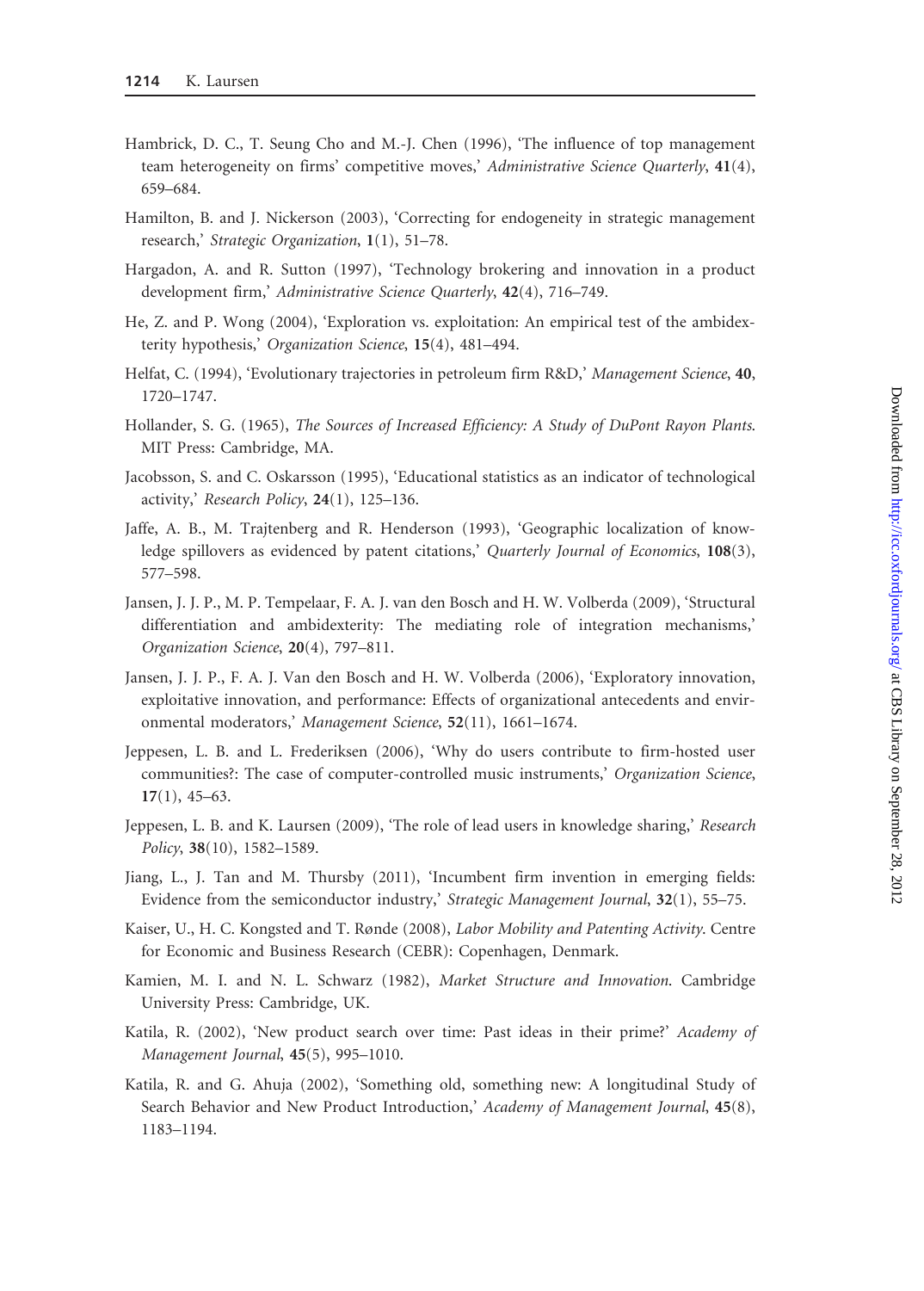Hambrick, D. C., T. Seung Cho and M.-J. Chen (1996), 'The influence of top management team heterogeneity on firms' competitive moves,' *Administrative Science Quarterly*, **41**(4), 659–684.

Hamilton, B. and J. Nickerson (2003), 'Correcting for endogeneity in strategic management research,' *Strategic Organization*, **1**(1), 51–78.

Hargadon, A. and R. Sutton (1997), 'Technology brokering and innovation in a product development firm,' *Administrative Science Quarterly*, **42**(4), 716–749.

He, Z. and P. Wong (2004), 'Exploration vs. exploitation: An empirical test of the ambidexterity hypothesis,' *Organization Science*, **15**(4), 481–494.

Helfat, C. (1994), 'Evolutionary trajectories in petroleum firm R&D,' *Management Science*, **40**, 1720–1747.

Hollander, S. G. (1965), *The Sources of Increased Efficiency: A Study of DuPont Rayon Plants*. MIT Press: Cambridge, MA.

Jacobsson, S. and C. Oskarsson (1995), 'Educational statistics as an indicator of technological activity,' *Research Policy*, **24**(1), 125–136.

Jaffe, A. B., M. Trajtenberg and R. Henderson (1993), 'Geographic localization of knowledge spillovers as evidenced by patent citations,' *Quarterly Journal of Economics*, **108**(3), 577–598.

Jansen, J. J. P., M. P. Tempelaar, F. A. J. van den Bosch and H. W. Volberda (2009), 'Structural differentiation and ambidexterity: The mediating role of integration mechanisms,' *Organization Science*, **20**(4), 797–811.

Jansen, J. J. P., F. A. J. Van den Bosch and H. W. Volberda (2006), 'Exploratory innovation, exploitative innovation, and performance: Effects of organizational antecedents and environmental moderators,' *Management Science*, **52**(11), 1661–1674.

Jeppesen, L. B. and L. Frederiksen (2006), 'Why do users contribute to firm-hosted user communities?: The case of computer-controlled music instruments,' *Organization Science*, **17**(1), 45–63.

Jeppesen, L. B. and K. Laursen (2009), 'The role of lead users in knowledge sharing,' *Research Policy*, **38**(10), 1582–1589.

Jiang, L., J. Tan and M. Thursby (2011), 'Incumbent firm invention in emerging fields: Evidence from the semiconductor industry,' *Strategic Management Journal*, **32**(1), 55–75.

Kaiser, U., H. C. Kongsted and T. Rønde (2008), *Labor Mobility and Patenting Activity*. Centre for Economic and Business Research (CEBR): Copenhagen, Denmark.

Kamien, M. I. and N. L. Schwarz (1982), *Market Structure and Innovation*. Cambridge University Press: Cambridge, UK.

Katila, R. (2002), 'New product search over time: Past ideas in their prime?' *Academy of Management Journal*, **45**(5), 995–1010.

Katila, R. and G. Ahuja (2002), 'Something old, something new: A longitudinal Study of Search Behavior and New Product Introduction,' *Academy of Management Journal*, **45**(8), 1183–1194.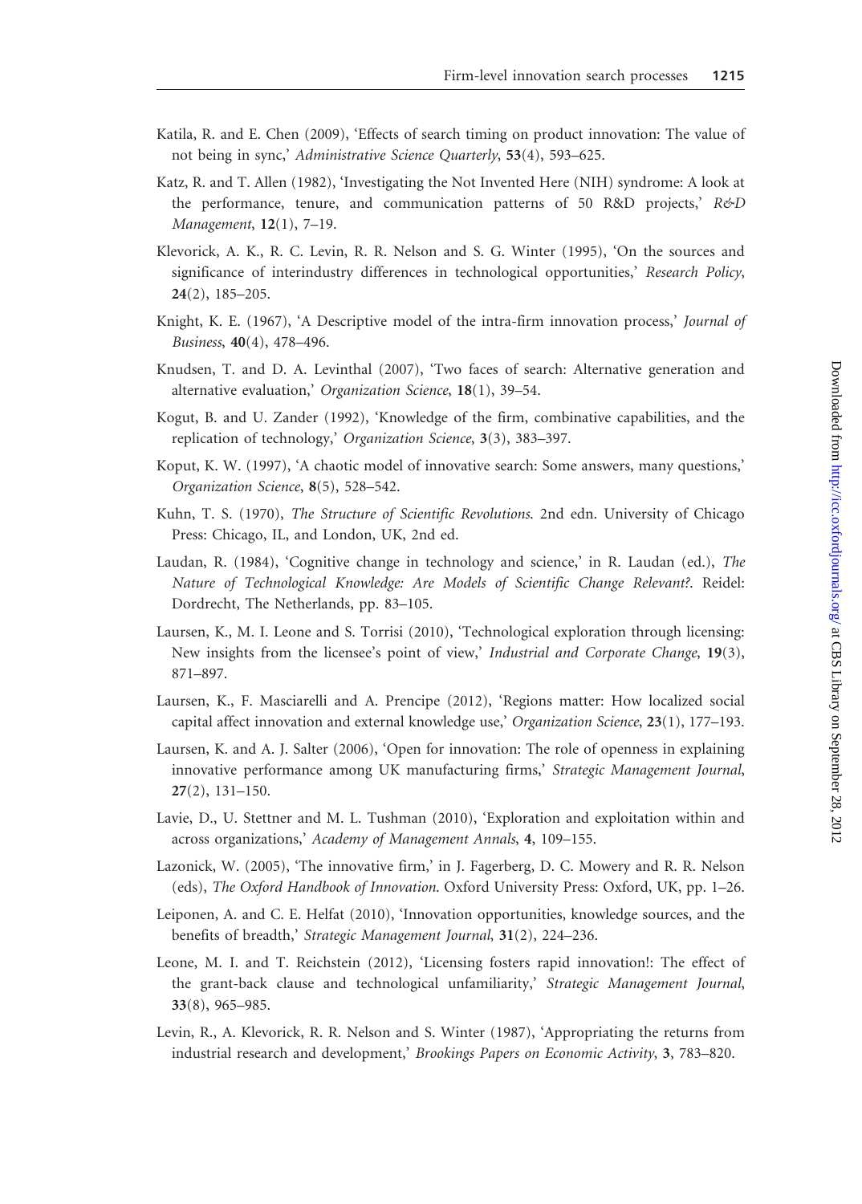Katila, R. and E. Chen (2009), 'Effects of search timing on product innovation: The value of not being in sync,' *Administrative Science Quarterly*, **53**(4), 593–625.

Katz, R. and T. Allen (1982), 'Investigating the Not Invented Here (NIH) syndrome: A look at the performance, tenure, and communication patterns of 50 R&D projects,' *R&D Management*, **12**(1), 7–19.

Klevorick, A. K., R. C. Levin, R. R. Nelson and S. G. Winter (1995), 'On the sources and significance of interindustry differences in technological opportunities,' *Research Policy*, **24**(2), 185–205.

Knight, K. E. (1967), 'A Descriptive model of the intra-firm innovation process,' *Journal of Business*, **40**(4), 478–496.

Knudsen, T. and D. A. Levinthal (2007), 'Two faces of search: Alternative generation and alternative evaluation,' *Organization Science*, **18**(1), 39–54.

Kogut, B. and U. Zander (1992), 'Knowledge of the firm, combinative capabilities, and the replication of technology,' *Organization Science*, **3**(3), 383–397.

Koput, K. W. (1997), 'A chaotic model of innovative search: Some answers, many questions,' *Organization Science*, **8**(5), 528–542.

Kuhn, T. S. (1970), *The Structure of Scientific Revolutions*. 2nd edn. University of Chicago Press: Chicago, IL, and London, UK, 2nd ed.

Laudan, R. (1984), 'Cognitive change in technology and science,' in R. Laudan (ed.), *The Nature of Technological Knowledge: Are Models of Scientific Change Relevant?*. Reidel: Dordrecht, The Netherlands, pp. 83–105.

Laursen, K., M. I. Leone and S. Torrisi (2010), 'Technological exploration through licensing: New insights from the licensee's point of view,' *Industrial and Corporate Change*, **19**(3), 871–897.

Laursen, K., F. Masciarelli and A. Prencipe (2012), 'Regions matter: How localized social capital affect innovation and external knowledge use,' *Organization Science*, **23**(1), 177–193.

Laursen, K. and A. J. Salter (2006), 'Open for innovation: The role of openness in explaining innovative performance among UK manufacturing firms,' *Strategic Management Journal*, **27**(2), 131–150.

Lavie, D., U. Stettner and M. L. Tushman (2010), 'Exploration and exploitation within and across organizations,' *Academy of Management Annals*, **4**, 109–155.

Lazonick, W. (2005), 'The innovative firm,' in J. Fagerberg, D. C. Mowery and R. R. Nelson (eds), *The Oxford Handbook of Innovation*. Oxford University Press: Oxford, UK, pp. 1–26.

Leiponen, A. and C. E. Helfat (2010), 'Innovation opportunities, knowledge sources, and the benefits of breadth,' *Strategic Management Journal*, **31**(2), 224–236.

Leone, M. I. and T. Reichstein (2012), 'Licensing fosters rapid innovation!: The effect of the grant-back clause and technological unfamiliarity,' *Strategic Management Journal*, **33**(8), 965–985.

Levin, R., A. Klevorick, R. R. Nelson and S. Winter (1987), 'Appropriating the returns from industrial research and development,' *Brookings Papers on Economic Activity*, **3**, 783–820.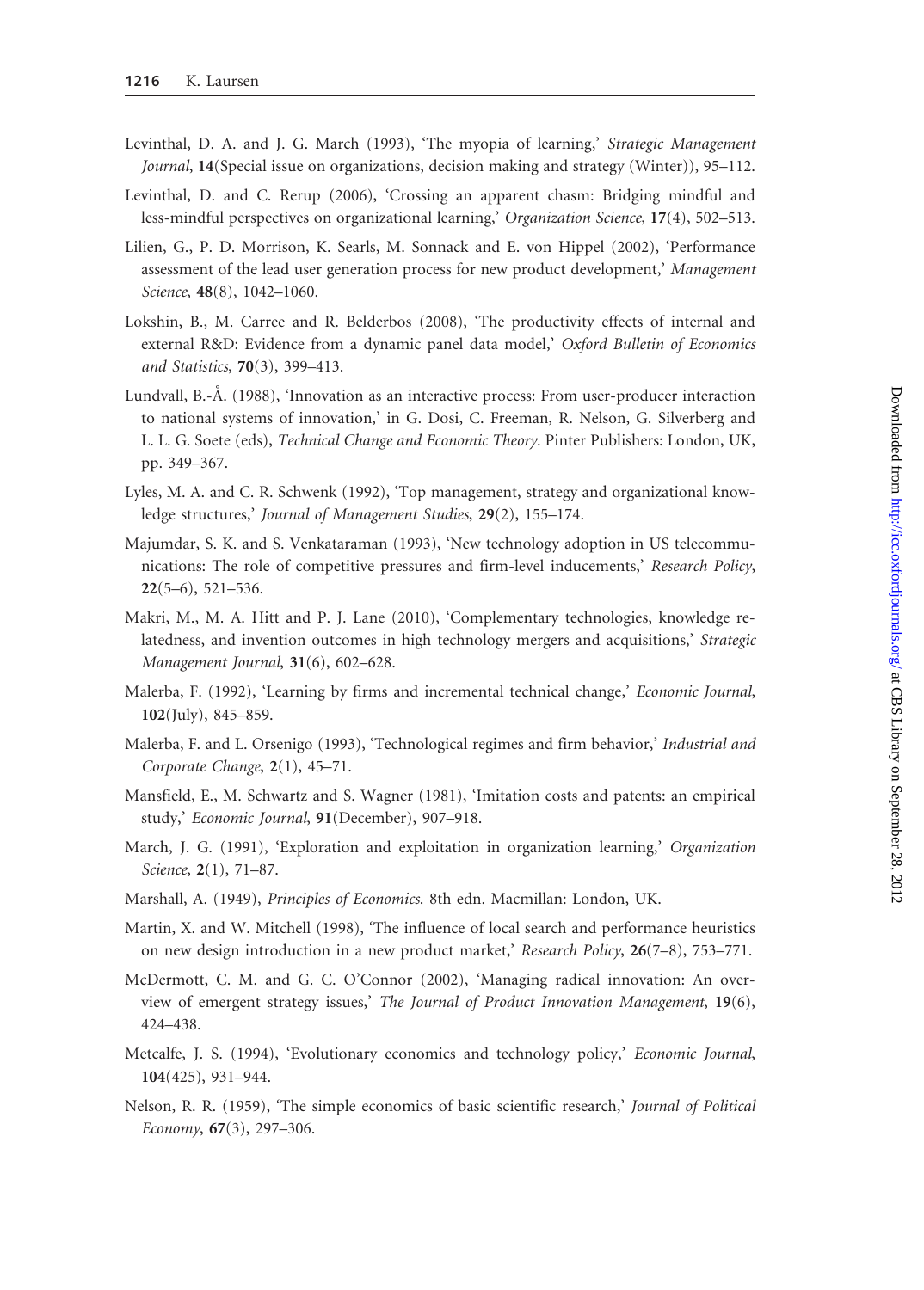Levinthal, D. A. and J. G. March (1993), 'The myopia of learning,' *Strategic Management Journal*, **14**(Special issue on organizations, decision making and strategy (Winter)), 95–112.

Levinthal, D. and C. Rerup (2006), 'Crossing an apparent chasm: Bridging mindful and less-mindful perspectives on organizational learning,' *Organization Science*, **17**(4), 502–513.

Lilien, G., P. D. Morrison, K. Searls, M. Sonnack and E. von Hippel (2002), 'Performance assessment of the lead user generation process for new product development,' *Management Science*, **48**(8), 1042–1060.

Lokshin, B., M. Carree and R. Belderbos (2008), 'The productivity effects of internal and external R&D: Evidence from a dynamic panel data model,' *Oxford Bulletin of Economics and Statistics*, **70**(3), 399–413.

Lundvall, B.-Å. (1988), 'Innovation as an interactive process: From user-producer interaction to national systems of innovation,' in G. Dosi, C. Freeman, R. Nelson, G. Silverberg and L. L. G. Soete (eds), *Technical Change and Economic Theory*. Pinter Publishers: London, UK, pp. 349–367.

Lyles, M. A. and C. R. Schwenk (1992), 'Top management, strategy and organizational knowledge structures,' *Journal of Management Studies*, **29**(2), 155–174.

Majumdar, S. K. and S. Venkataraman (1993), 'New technology adoption in US telecommunications: The role of competitive pressures and firm-level inducements,' *Research Policy*, **22**(5–6), 521–536.

Makri, M., M. A. Hitt and P. J. Lane (2010), 'Complementary technologies, knowledge relatedness, and invention outcomes in high technology mergers and acquisitions,' *Strategic Management Journal*, **31**(6), 602–628.

Malerba, F. (1992), 'Learning by firms and incremental technical change,' *Economic Journal*, **102**(July), 845–859.

Malerba, F. and L. Orsenigo (1993), 'Technological regimes and firm behavior,' *Industrial and Corporate Change*, **2**(1), 45–71.

Mansfield, E., M. Schwartz and S. Wagner (1981), 'Imitation costs and patents: an empirical study,' *Economic Journal*, **91**(December), 907–918.

March, J. G. (1991), 'Exploration and exploitation in organization learning,' *Organization Science*, **2**(1), 71–87.

Marshall, A. (1949), *Principles of Economics*. 8th edn. Macmillan: London, UK.

Martin, X. and W. Mitchell (1998), 'The influence of local search and performance heuristics on new design introduction in a new product market,' *Research Policy*, **26**(7–8), 753–771.

McDermott, C. M. and G. C. O'Connor (2002), 'Managing radical innovation: An overview of emergent strategy issues,' *The Journal of Product Innovation Management*, **19**(6), 424–438.

Metcalfe, J. S. (1994), 'Evolutionary economics and technology policy,' *Economic Journal*, **104**(425), 931–944.

Nelson, R. R. (1959), 'The simple economics of basic scientific research,' *Journal of Political Economy*, **67**(3), 297–306.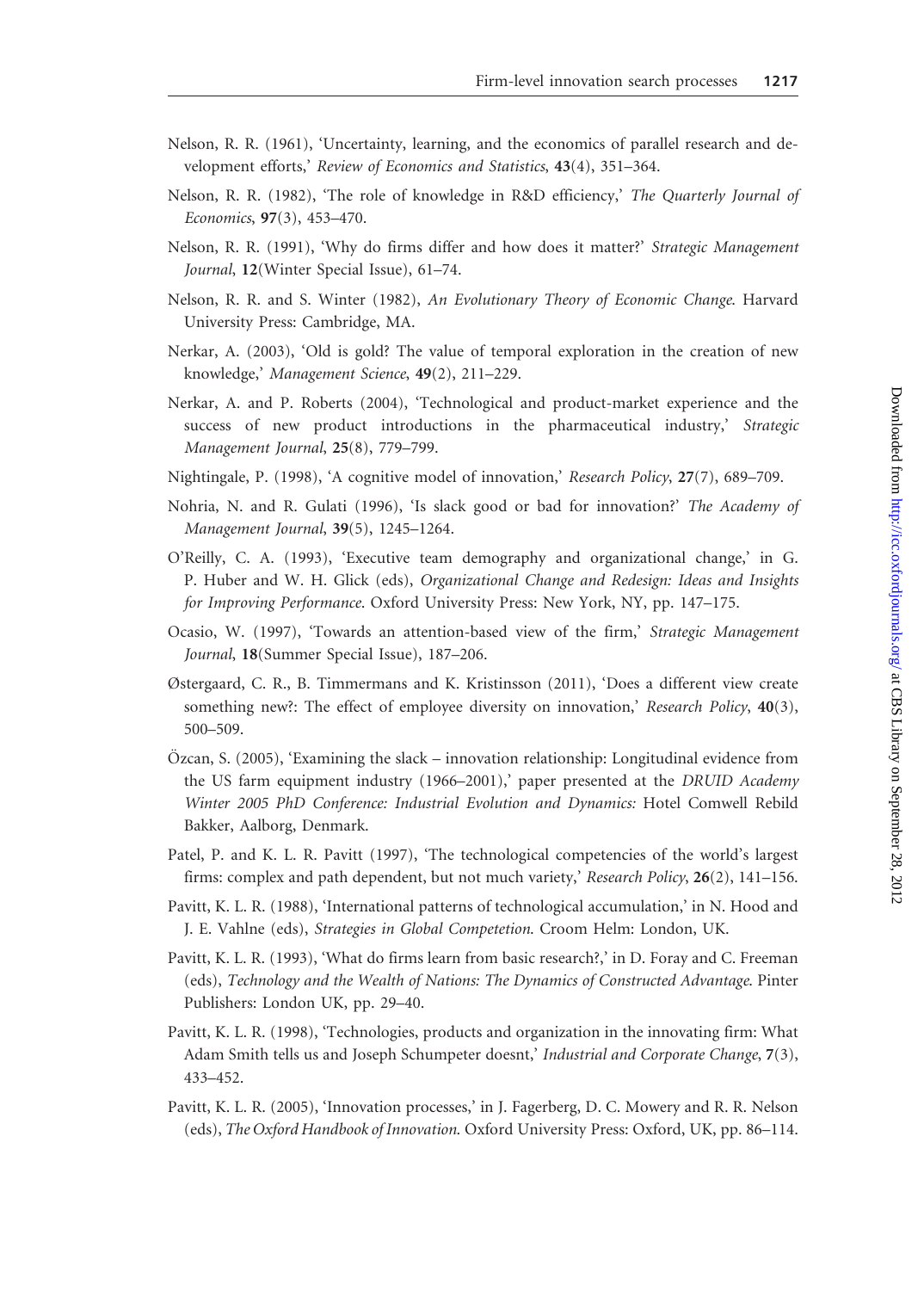Nelson, R. R. (1961), 'Uncertainty, learning, and the economics of parallel research and development efforts,' *Review of Economics and Statistics*, **43**(4), 351–364.

Nelson, R. R. (1982), 'The role of knowledge in R&D efficiency,' *The Quarterly Journal of Economics*, **97**(3), 453–470.

Nelson, R. R. (1991), 'Why do firms differ and how does it matter?' *Strategic Management Journal*, **12**(Winter Special Issue), 61–74.

Nelson, R. R. and S. Winter (1982), *An Evolutionary Theory of Economic Change*. Harvard University Press: Cambridge, MA.

Nerkar, A. (2003), 'Old is gold? The value of temporal exploration in the creation of new knowledge,' *Management Science*, **49**(2), 211–229.

Nerkar, A. and P. Roberts (2004), 'Technological and product-market experience and the success of new product introductions in the pharmaceutical industry,' *Strategic Management Journal*, **25**(8), 779–799.

Nightingale, P. (1998), 'A cognitive model of innovation,' *Research Policy*, **27**(7), 689–709.

Nohria, N. and R. Gulati (1996), 'Is slack good or bad for innovation?' *The Academy of Management Journal*, **39**(5), 1245–1264.

O'Reilly, C. A. (1993), 'Executive team demography and organizational change,' in G. P. Huber and W. H. Glick (eds), *Organizational Change and Redesign: Ideas and Insights for Improving Performance*. Oxford University Press: New York, NY, pp. 147–175.

Ocasio, W. (1997), 'Towards an attention-based view of the firm,' *Strategic Management Journal*, **18**(Summer Special Issue), 187–206.

Østergaard, C. R., B. Timmermans and K. Kristinsson (2011), 'Does a different view create something new?: The effect of employee diversity on innovation,' *Research Policy*, **40**(3), 500–509.

Özcan, S. (2005), 'Examining the slack – innovation relationship: Longitudinal evidence from the US farm equipment industry (1966–2001),' paper presented at the *DRUID Academy Winter 2005 PhD Conference: Industrial Evolution and Dynamics:* Hotel Comwell Rebild Bakker, Aalborg, Denmark.

Patel, P. and K. L. R. Pavitt (1997), 'The technological competencies of the world's largest firms: complex and path dependent, but not much variety,' *Research Policy*, **26**(2), 141–156.

Pavitt, K. L. R. (1988), 'International patterns of technological accumulation,' in N. Hood and J. E. Vahlne (eds), *Strategies in Global Competetion*. Croom Helm: London, UK.

Pavitt, K. L. R. (1993), 'What do firms learn from basic research?,' in D. Foray and C. Freeman (eds), *Technology and the Wealth of Nations: The Dynamics of Constructed Advantage*. Pinter Publishers: London UK, pp. 29–40.

Pavitt, K. L. R. (1998), 'Technologies, products and organization in the innovating firm: What Adam Smith tells us and Joseph Schumpeter doesnt,' *Industrial and Corporate Change*, **7**(3), 433–452.

Pavitt, K. L. R. (2005), 'Innovation processes,' in J. Fagerberg, D. C. Mowery and R. R. Nelson (eds), *The Oxford Handbook of Innovation*. Oxford University Press: Oxford, UK, pp. 86–114.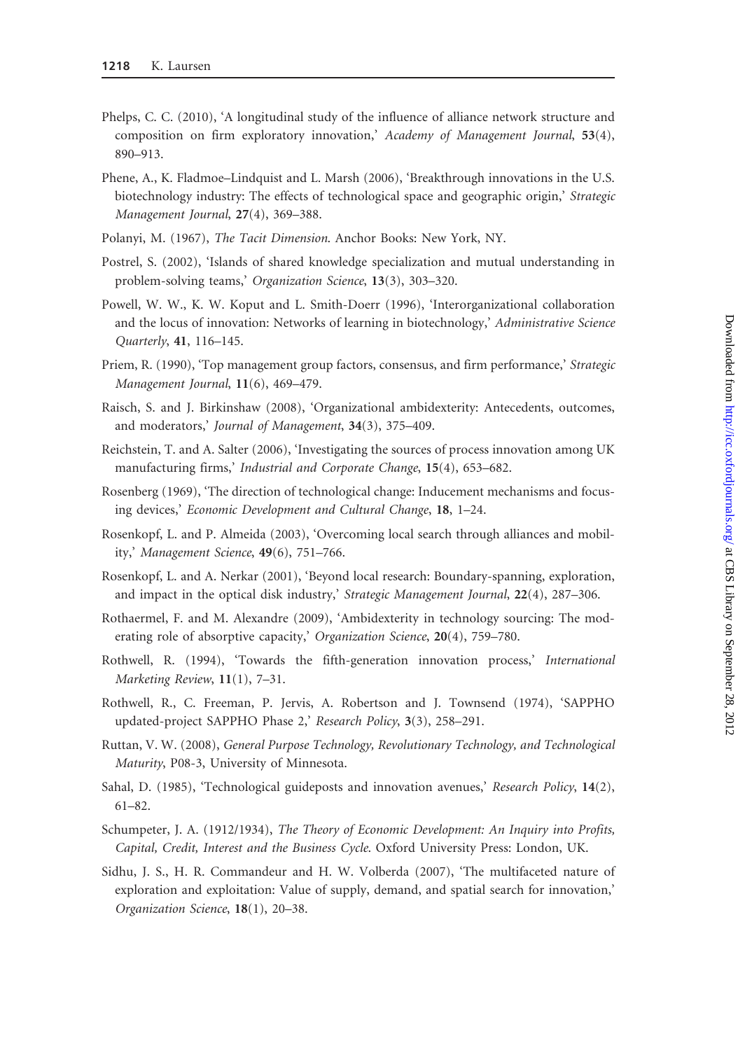Phelps, C. C. (2010), 'A longitudinal study of the influence of alliance network structure and composition on firm exploratory innovation,' *Academy of Management Journal*, **53**(4), 890–913.

Phene, A., K. Fladmoe–Lindquist and L. Marsh (2006), 'Breakthrough innovations in the U.S. biotechnology industry: The effects of technological space and geographic origin,' *Strategic Management Journal*, **27**(4), 369–388.

Polanyi, M. (1967), *The Tacit Dimension*. Anchor Books: New York, NY.

Postrel, S. (2002), 'Islands of shared knowledge specialization and mutual understanding in problem-solving teams,' *Organization Science*, **13**(3), 303–320.

Powell, W. W., K. W. Koput and L. Smith-Doerr (1996), 'Interorganizational collaboration and the locus of innovation: Networks of learning in biotechnology,' *Administrative Science Quarterly*, **41**, 116–145.

Priem, R. (1990), 'Top management group factors, consensus, and firm performance,' *Strategic Management Journal*, **11**(6), 469–479.

Raisch, S. and J. Birkinshaw (2008), 'Organizational ambidexterity: Antecedents, outcomes, and moderators,' *Journal of Management*, **34**(3), 375–409.

Reichstein, T. and A. Salter (2006), 'Investigating the sources of process innovation among UK manufacturing firms,' *Industrial and Corporate Change*, **15**(4), 653–682.

Rosenberg (1969), 'The direction of technological change: Inducement mechanisms and focusing devices,' *Economic Development and Cultural Change*, **18**, 1–24.

Rosenkopf, L. and P. Almeida (2003), 'Overcoming local search through alliances and mobility,' *Management Science*, **49**(6), 751–766.

Rosenkopf, L. and A. Nerkar (2001), 'Beyond local research: Boundary-spanning, exploration, and impact in the optical disk industry,' *Strategic Management Journal*, **22**(4), 287–306.

Rothaermel, F. and M. Alexandre (2009), 'Ambidexterity in technology sourcing: The moderating role of absorptive capacity,' *Organization Science*, **20**(4), 759–780.

Rothwell, R. (1994), 'Towards the fifth-generation innovation process,' *International Marketing Review*, **11**(1), 7–31.

Rothwell, R., C. Freeman, P. Jervis, A. Robertson and J. Townsend (1974), 'SAPPHO updated-project SAPPHO Phase 2,' *Research Policy*, **3**(3), 258–291.

Ruttan, V. W. (2008), *General Purpose Technology, Revolutionary Technology, and Technological Maturity*, P08-3, University of Minnesota.

Sahal, D. (1985), 'Technological guideposts and innovation avenues,' *Research Policy*, **14**(2), 61–82.

Schumpeter, J. A. (1912/1934), *The Theory of Economic Development: An Inquiry into Profits, Capital, Credit, Interest and the Business Cycle*. Oxford University Press: London, UK.

Sidhu, J. S., H. R. Commandeur and H. W. Volberda (2007), 'The multifaceted nature of exploration and exploitation: Value of supply, demand, and spatial search for innovation,' *Organization Science*, **18**(1), 20–38.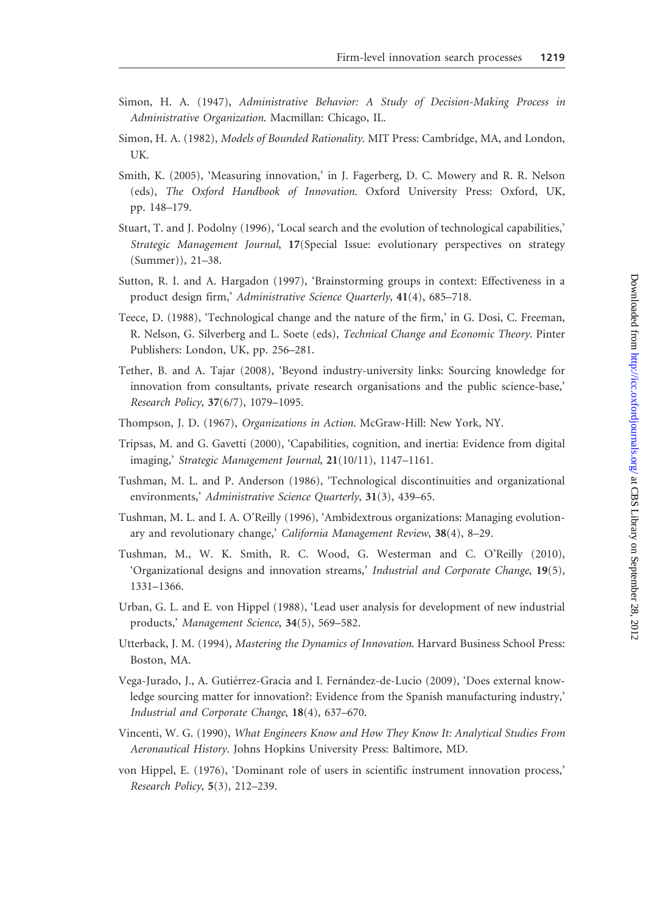Simon, H. A. (1947), *Administrative Behavior: A Study of Decision-Making Process in Administrative Organization*. Macmillan: Chicago, IL.

Simon, H. A. (1982), *Models of Bounded Rationality*. MIT Press: Cambridge, MA, and London, UK.

Smith, K. (2005), 'Measuring innovation,' in J. Fagerberg, D. C. Mowery and R. R. Nelson (eds), *The Oxford Handbook of Innovation*. Oxford University Press: Oxford, UK, pp. 148–179.

Stuart, T. and J. Podolny (1996), 'Local search and the evolution of technological capabilities,' *Strategic Management Journal*, **17**(Special Issue: evolutionary perspectives on strategy (Summer)), 21–38.

Sutton, R. I. and A. Hargadon (1997), 'Brainstorming groups in context: Effectiveness in a product design firm,' *Administrative Science Quarterly*, **41**(4), 685–718.

Teece, D. (1988), 'Technological change and the nature of the firm,' in G. Dosi, C. Freeman, R. Nelson, G. Silverberg and L. Soete (eds), *Technical Change and Economic Theory*. Pinter Publishers: London, UK, pp. 256–281.

Tether, B. and A. Tajar (2008), 'Beyond industry-university links: Sourcing knowledge for innovation from consultants, private research organisations and the public science-base,' *Research Policy*, **37**(6/7), 1079–1095.

Thompson, J. D. (1967), *Organizations in Action*. McGraw-Hill: New York, NY.

Tripsas, M. and G. Gavetti (2000), 'Capabilities, cognition, and inertia: Evidence from digital imaging,' *Strategic Management Journal*, **21**(10/11), 1147–1161.

Tushman, M. L. and P. Anderson (1986), 'Technological discontinuities and organizational environments,' *Administrative Science Quarterly*, **31**(3), 439–65.

Tushman, M. L. and I. A. O'Reilly (1996), 'Ambidextrous organizations: Managing evolutionary and revolutionary change,' *California Management Review*, **38**(4), 8–29.

Tushman, M., W. K. Smith, R. C. Wood, G. Westerman and C. O'Reilly (2010), 'Organizational designs and innovation streams,' *Industrial and Corporate Change*, **19**(5), 1331–1366.

Urban, G. L. and E. von Hippel (1988), 'Lead user analysis for development of new industrial products,' *Management Science*, **34**(5), 569–582.

Utterback, J. M. (1994), *Mastering the Dynamics of Innovation*. Harvard Business School Press: Boston, MA.

Vega-Jurado, J., A. Gutiérrez-Gracia and I. Fernández-de-Lucio (2009), 'Does external knowledge sourcing matter for innovation?: Evidence from the Spanish manufacturing industry,' *Industrial and Corporate Change*, **18**(4), 637–670.

Vincenti, W. G. (1990), *What Engineers Know and How They Know It: Analytical Studies From Aeronautical History*. Johns Hopkins University Press: Baltimore, MD.

von Hippel, E. (1976), 'Dominant role of users in scientific instrument innovation process,' *Research Policy*, **5**(3), 212–239.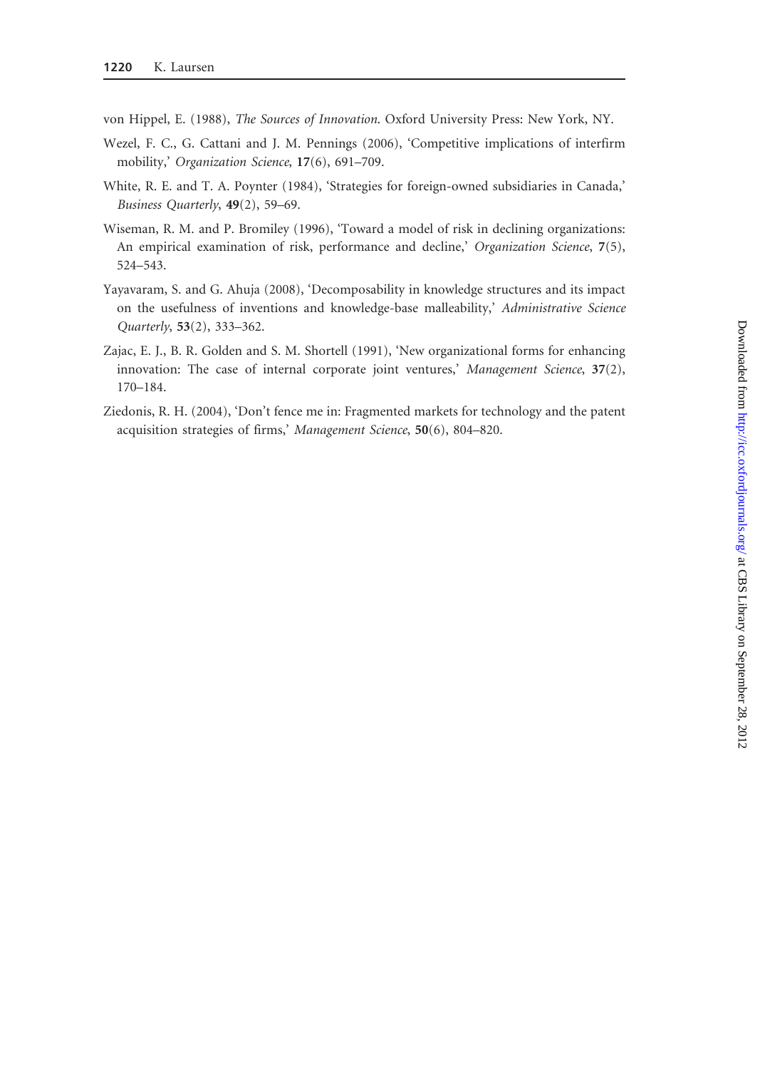von Hippel, E. (1988), *The Sources of Innovation*. Oxford University Press: New York, NY.

Wezel, F. C., G. Cattani and J. M. Pennings (2006), 'Competitive implications of interfirm mobility,' *Organization Science*, **17**(6), 691–709.

White, R. E. and T. A. Poynter (1984), 'Strategies for foreign-owned subsidiaries in Canada,' *Business Quarterly*, **49**(2), 59–69.

Wiseman, R. M. and P. Bromiley (1996), 'Toward a model of risk in declining organizations: An empirical examination of risk, performance and decline,' *Organization Science*, **7**(5), 524–543.

Yayavaram, S. and G. Ahuja (2008), 'Decomposability in knowledge structures and its impact on the usefulness of inventions and knowledge-base malleability,' *Administrative Science Quarterly*, **53**(2), 333–362.

Zajac, E. J., B. R. Golden and S. M. Shortell (1991), 'New organizational forms for enhancing innovation: The case of internal corporate joint ventures,' *Management Science*, **37**(2), 170–184.

Ziedonis, R. H. (2004), 'Don't fence me in: Fragmented markets for technology and the patent acquisition strategies of firms,' *Management Science*, **50**(6), 804–820.